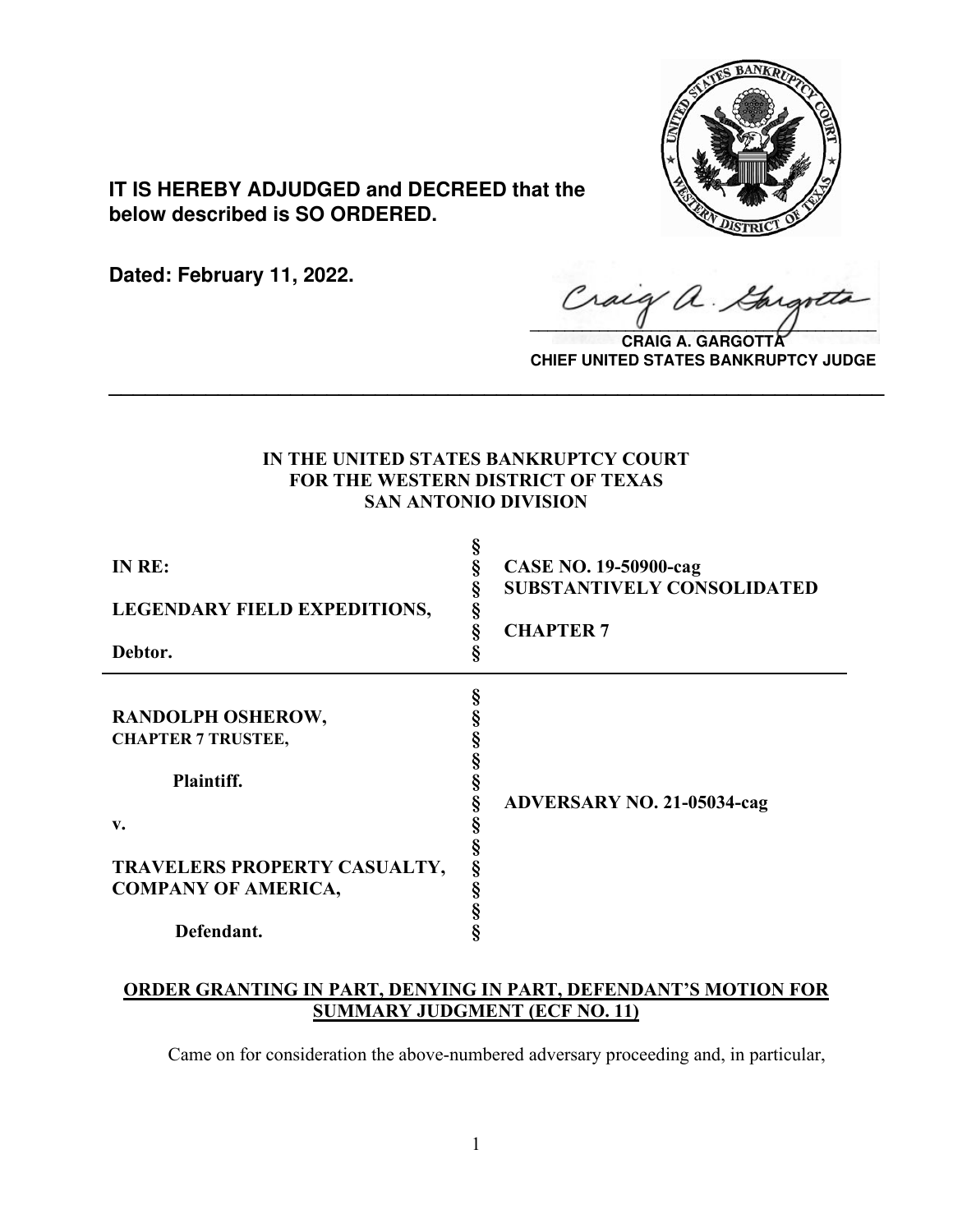**IT IS HEREBY ADJUDGED and DECREED that the below described is SO ORDERED.**

**Dated: February 11, 2022.**

**CRAIG A. GARGOTTA**
**CHIEF UNITED STATES BANKRUPTCY JUDGE**

---

**IN THE UNITED STATES BANKRUPTCY COURT**
**FOR THE WESTERN DISTRICT OF TEXAS**
**SAN ANTONIO DIVISION**

| | | |
|---|---|---|
| **IN RE:** | § | **CASE NO. 19-50900-cag** |
| | § | **SUBSTANTIVELY CONSOLIDATED** |
| **LEGENDARY FIELD EXPEDITIONS,** | § | |
| | § | **CHAPTER 7** |
| **Debtor.** | § | |

| | | |
|---|---|---|
| **RANDOLPH OSHEROW,** | § | |
| **CHAPTER 7 TRUSTEE,** | § | |
| **Plaintiff.** | § | |
| | § | **ADVERSARY NO. 21-05034-cag** |
| **v.** | § | |
| **TRAVELERS PROPERTY CASUALTY, COMPANY OF AMERICA,** | § | |
| **Defendant.** | § | |

**ORDER GRANTING IN PART, DENYING IN PART, DEFENDANT'S MOTION FOR SUMMARY JUDGMENT (ECF NO. 11)**

Came on for consideration the above-numbered adversary proceeding and, in particular,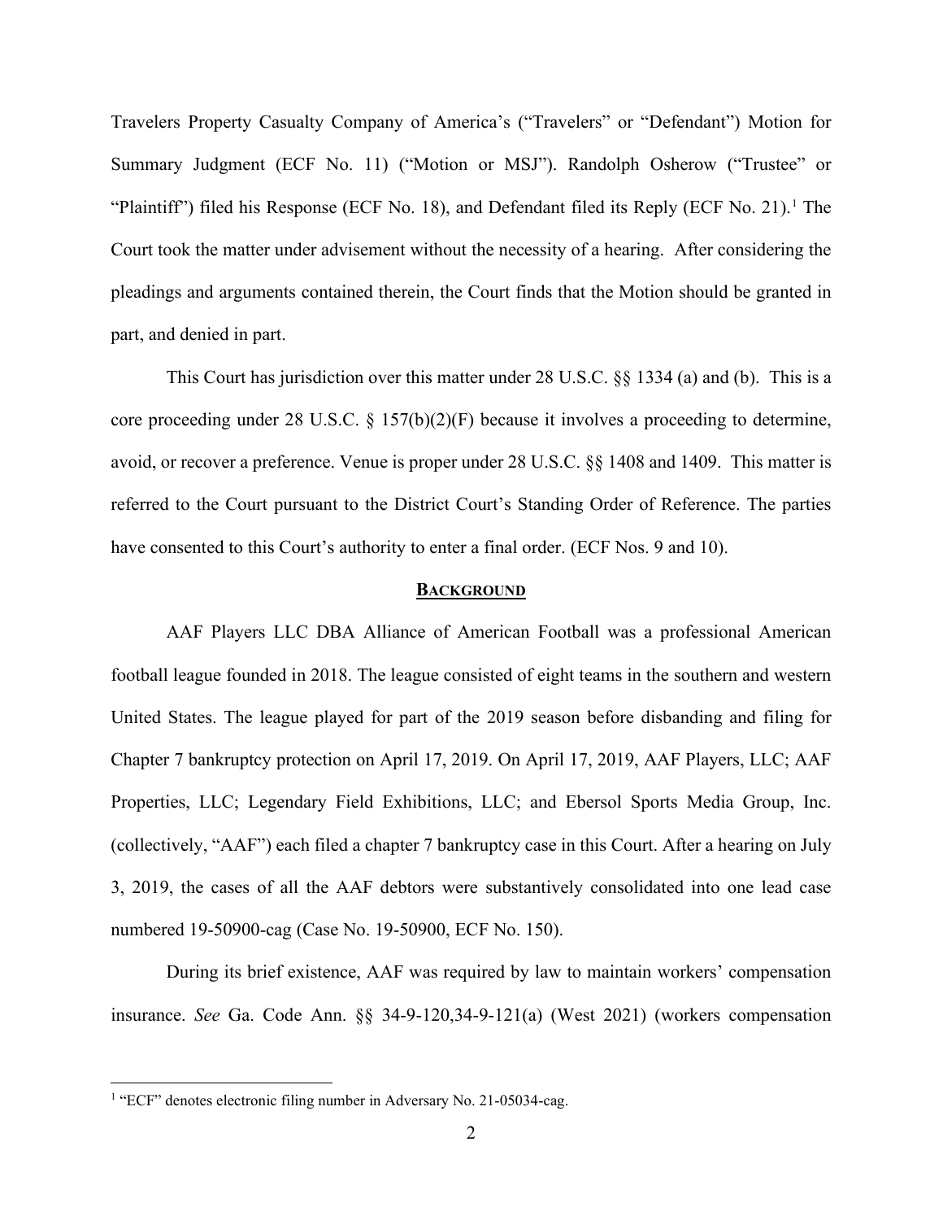Travelers Property Casualty Company of America's ("Travelers" or "Defendant") Motion for Summary Judgment (ECF No. 11) ("Motion or MSJ"). Randolph Osherow ("Trustee" or "Plaintiff") filed his Response (ECF No. 18), and Defendant filed its Reply (ECF No. 21).[1] The Court took the matter under advisement without the necessity of a hearing. After considering the pleadings and arguments contained therein, the Court finds that the Motion should be granted in part, and denied in part.

This Court has jurisdiction over this matter under 28 U.S.C. §§ 1334 (a) and (b). This is a core proceeding under 28 U.S.C. § 157(b)(2)(F) because it involves a proceeding to determine, avoid, or recover a preference. Venue is proper under 28 U.S.C. §§ 1408 and 1409. This matter is referred to the Court pursuant to the District Court's Standing Order of Reference. The parties have consented to this Court's authority to enter a final order. (ECF Nos. 9 and 10).

## BACKGROUND

AAF Players LLC DBA Alliance of American Football was a professional American football league founded in 2018. The league consisted of eight teams in the southern and western United States. The league played for part of the 2019 season before disbanding and filing for Chapter 7 bankruptcy protection on April 17, 2019. On April 17, 2019, AAF Players, LLC; AAF Properties, LLC; Legendary Field Exhibitions, LLC; and Ebersol Sports Media Group, Inc. (collectively, "AAF") each filed a chapter 7 bankruptcy case in this Court. After a hearing on July 3, 2019, the cases of all the AAF debtors were substantively consolidated into one lead case numbered 19-50900-cag (Case No. 19-50900, ECF No. 150).

During its brief existence, AAF was required by law to maintain workers' compensation insurance. *See* Ga. Code Ann. §§ 34-9-120,34-9-121(a) (West 2021) (workers compensation

[1] "ECF" denotes electronic filing number in Adversary No. 21-05034-cag.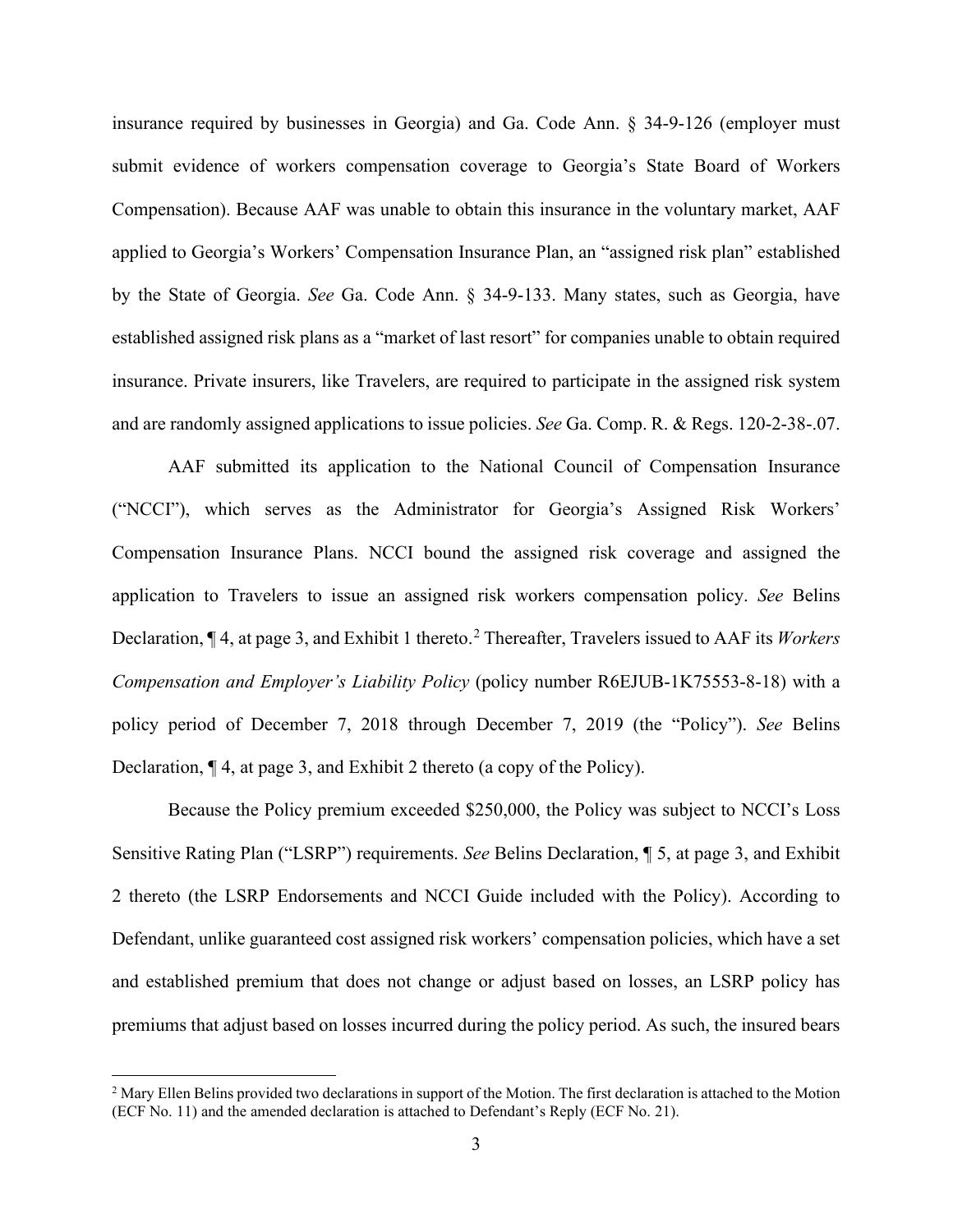insurance required by businesses in Georgia) and Ga. Code Ann. § 34-9-126 (employer must submit evidence of workers compensation coverage to Georgia's State Board of Workers Compensation). Because AAF was unable to obtain this insurance in the voluntary market, AAF applied to Georgia's Workers' Compensation Insurance Plan, an "assigned risk plan" established by the State of Georgia. *See* Ga. Code Ann. § 34-9-133. Many states, such as Georgia, have established assigned risk plans as a "market of last resort" for companies unable to obtain required insurance. Private insurers, like Travelers, are required to participate in the assigned risk system and are randomly assigned applications to issue policies. *See* Ga. Comp. R. & Regs. 120-2-38-.07.

AAF submitted its application to the National Council of Compensation Insurance ("NCCI"), which serves as the Administrator for Georgia's Assigned Risk Workers' Compensation Insurance Plans. NCCI bound the assigned risk coverage and assigned the application to Travelers to issue an assigned risk workers compensation policy. *See* Belins Declaration, ¶ 4, at page 3, and Exhibit 1 thereto.[2] Thereafter, Travelers issued to AAF its *Workers Compensation and Employer's Liability Policy* (policy number R6EJUB-1K75553-8-18) with a policy period of December 7, 2018 through December 7, 2019 (the "Policy"). *See* Belins Declaration, ¶ 4, at page 3, and Exhibit 2 thereto (a copy of the Policy).

Because the Policy premium exceeded $250,000, the Policy was subject to NCCI's Loss Sensitive Rating Plan ("LSRP") requirements. *See* Belins Declaration, ¶ 5, at page 3, and Exhibit 2 thereto (the LSRP Endorsements and NCCI Guide included with the Policy). According to Defendant, unlike guaranteed cost assigned risk workers' compensation policies, which have a set and established premium that does not change or adjust based on losses, an LSRP policy has premiums that adjust based on losses incurred during the policy period. As such, the insured bears

[2] Mary Ellen Belins provided two declarations in support of the Motion. The first declaration is attached to the Motion (ECF No. 11) and the amended declaration is attached to Defendant's Reply (ECF No. 21).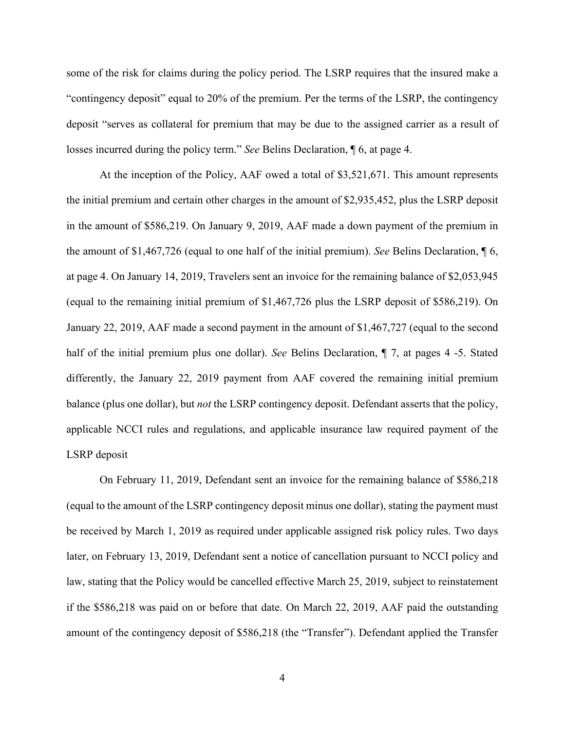some of the risk for claims during the policy period. The LSRP requires that the insured make a "contingency deposit" equal to 20% of the premium. Per the terms of the LSRP, the contingency deposit "serves as collateral for premium that may be due to the assigned carrier as a result of losses incurred during the policy term." *See* Belins Declaration, ¶ 6, at page 4.

At the inception of the Policy, AAF owed a total of $3,521,671. This amount represents the initial premium and certain other charges in the amount of $2,935,452, plus the LSRP deposit in the amount of $586,219. On January 9, 2019, AAF made a down payment of the premium in the amount of $1,467,726 (equal to one half of the initial premium). *See* Belins Declaration, ¶ 6, at page 4. On January 14, 2019, Travelers sent an invoice for the remaining balance of $2,053,945 (equal to the remaining initial premium of $1,467,726 plus the LSRP deposit of $586,219). On January 22, 2019, AAF made a second payment in the amount of $1,467,727 (equal to the second half of the initial premium plus one dollar). *See* Belins Declaration, ¶ 7, at pages 4 -5. Stated differently, the January 22, 2019 payment from AAF covered the remaining initial premium balance (plus one dollar), but *not* the LSRP contingency deposit. Defendant asserts that the policy, applicable NCCI rules and regulations, and applicable insurance law required payment of the LSRP deposit

On February 11, 2019, Defendant sent an invoice for the remaining balance of $586,218 (equal to the amount of the LSRP contingency deposit minus one dollar), stating the payment must be received by March 1, 2019 as required under applicable assigned risk policy rules. Two days later, on February 13, 2019, Defendant sent a notice of cancellation pursuant to NCCI policy and law, stating that the Policy would be cancelled effective March 25, 2019, subject to reinstatement if the $586,218 was paid on or before that date. On March 22, 2019, AAF paid the outstanding amount of the contingency deposit of $586,218 (the "Transfer"). Defendant applied the Transfer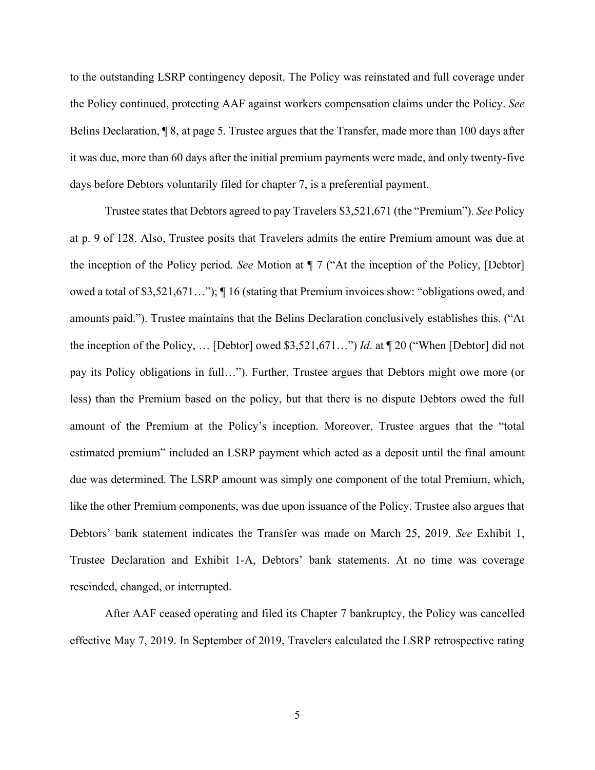to the outstanding LSRP contingency deposit. The Policy was reinstated and full coverage under the Policy continued, protecting AAF against workers compensation claims under the Policy. *See* Belins Declaration, ¶ 8, at page 5. Trustee argues that the Transfer, made more than 100 days after it was due, more than 60 days after the initial premium payments were made, and only twenty-five days before Debtors voluntarily filed for chapter 7, is a preferential payment.

Trustee states that Debtors agreed to pay Travelers $3,521,671 (the "Premium"). *See* Policy at p. 9 of 128. Also, Trustee posits that Travelers admits the entire Premium amount was due at the inception of the Policy period. *See* Motion at ¶ 7 ("At the inception of the Policy, [Debtor] owed a total of $3,521,671…"); ¶ 16 (stating that Premium invoices show: "obligations owed, and amounts paid."). Trustee maintains that the Belins Declaration conclusively establishes this. ("At the inception of the Policy, … [Debtor] owed $3,521,671…") *Id*. at ¶ 20 ("When [Debtor] did not pay its Policy obligations in full…"). Further, Trustee argues that Debtors might owe more (or less) than the Premium based on the policy, but that there is no dispute Debtors owed the full amount of the Premium at the Policy's inception. Moreover, Trustee argues that the "total estimated premium" included an LSRP payment which acted as a deposit until the final amount due was determined. The LSRP amount was simply one component of the total Premium, which, like the other Premium components, was due upon issuance of the Policy. Trustee also argues that Debtors' bank statement indicates the Transfer was made on March 25, 2019. *See* Exhibit 1, Trustee Declaration and Exhibit 1-A, Debtors' bank statements. At no time was coverage rescinded, changed, or interrupted.

After AAF ceased operating and filed its Chapter 7 bankruptcy, the Policy was cancelled effective May 7, 2019. In September of 2019, Travelers calculated the LSRP retrospective rating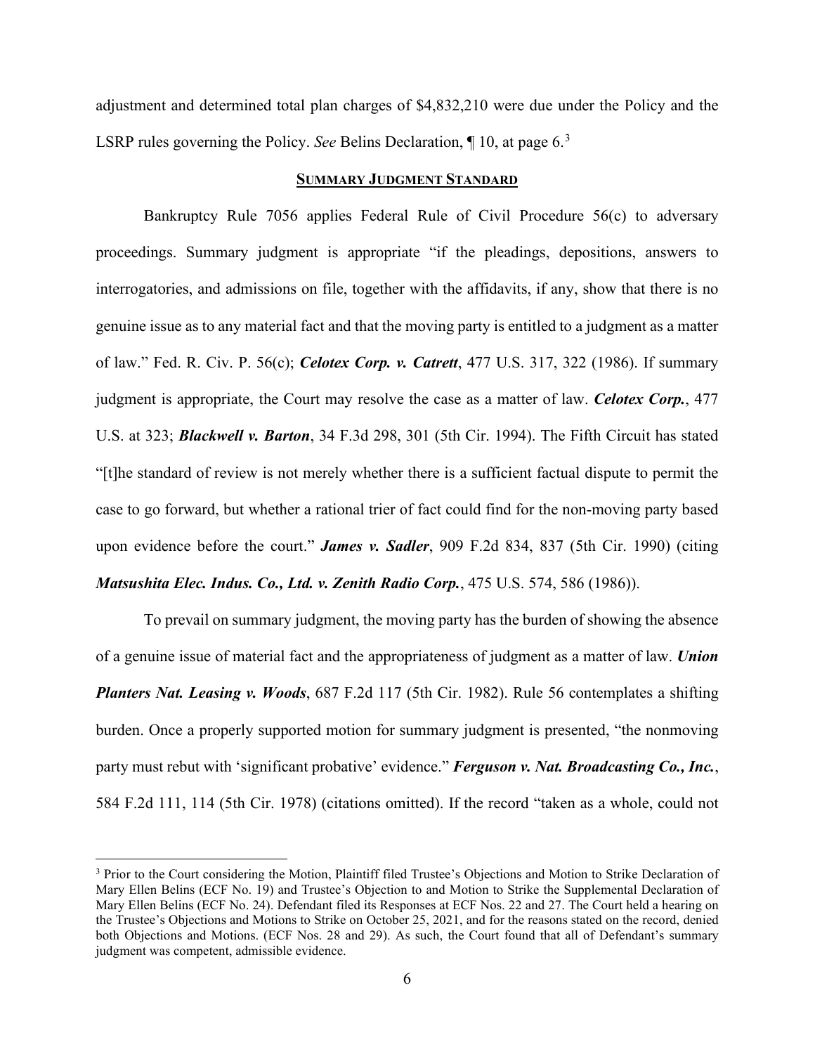adjustment and determined total plan charges of $4,832,210 were due under the Policy and the LSRP rules governing the Policy. *See* Belins Declaration, ¶ 10, at page 6.[3]

## SUMMARY JUDGMENT STANDARD

Bankruptcy Rule 7056 applies Federal Rule of Civil Procedure 56(c) to adversary proceedings. Summary judgment is appropriate "if the pleadings, depositions, answers to interrogatories, and admissions on file, together with the affidavits, if any, show that there is no genuine issue as to any material fact and that the moving party is entitled to a judgment as a matter of law." Fed. R. Civ. P. 56(c); ***Celotex Corp. v. Catrett***, 477 U.S. 317, 322 (1986). If summary judgment is appropriate, the Court may resolve the case as a matter of law. ***Celotex Corp.***, 477 U.S. at 323; ***Blackwell v. Barton***, 34 F.3d 298, 301 (5th Cir. 1994). The Fifth Circuit has stated "[t]he standard of review is not merely whether there is a sufficient factual dispute to permit the case to go forward, but whether a rational trier of fact could find for the non-moving party based upon evidence before the court." ***James v. Sadler***, 909 F.2d 834, 837 (5th Cir. 1990) (citing ***Matsushita Elec. Indus. Co., Ltd. v. Zenith Radio Corp.***, 475 U.S. 574, 586 (1986)).

To prevail on summary judgment, the moving party has the burden of showing the absence of a genuine issue of material fact and the appropriateness of judgment as a matter of law. ***Union Planters Nat. Leasing v. Woods***, 687 F.2d 117 (5th Cir. 1982). Rule 56 contemplates a shifting burden. Once a properly supported motion for summary judgment is presented, "the nonmoving party must rebut with 'significant probative' evidence." ***Ferguson v. Nat. Broadcasting Co., Inc.***, 584 F.2d 111, 114 (5th Cir. 1978) (citations omitted). If the record "taken as a whole, could not

---

[3] Prior to the Court considering the Motion, Plaintiff filed Trustee's Objections and Motion to Strike Declaration of Mary Ellen Belins (ECF No. 19) and Trustee's Objection to and Motion to Strike the Supplemental Declaration of Mary Ellen Belins (ECF No. 24). Defendant filed its Responses at ECF Nos. 22 and 27. The Court held a hearing on the Trustee's Objections and Motions to Strike on October 25, 2021, and for the reasons stated on the record, denied both Objections and Motions. (ECF Nos. 28 and 29). As such, the Court found that all of Defendant's summary judgment was competent, admissible evidence.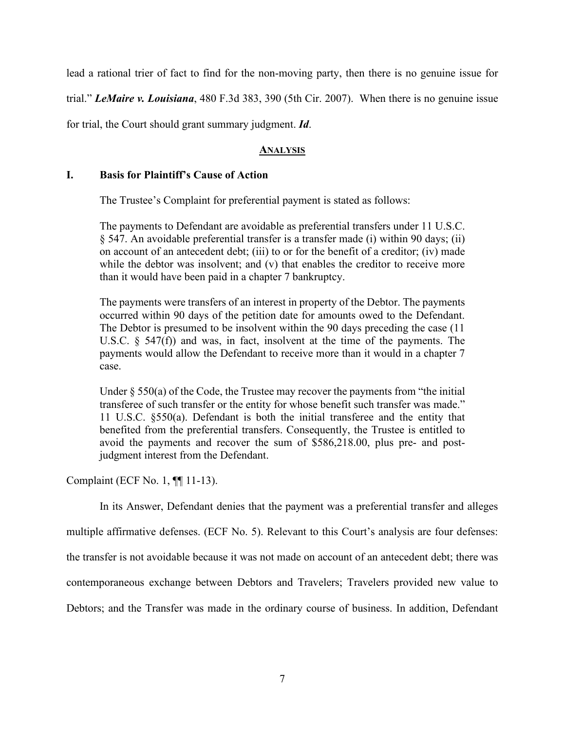lead a rational trier of fact to find for the non-moving party, then there is no genuine issue for trial." ***LeMaire v. Louisiana***, 480 F.3d 383, 390 (5th Cir. 2007). When there is no genuine issue for trial, the Court should grant summary judgment. ***Id***.

## ANALYSIS

### I. Basis for Plaintiff's Cause of Action

The Trustee's Complaint for preferential payment is stated as follows:

> The payments to Defendant are avoidable as preferential transfers under 11 U.S.C. § 547. An avoidable preferential transfer is a transfer made (i) within 90 days; (ii) on account of an antecedent debt; (iii) to or for the benefit of a creditor; (iv) made while the debtor was insolvent; and (v) that enables the creditor to receive more than it would have been paid in a chapter 7 bankruptcy.
>
> The payments were transfers of an interest in property of the Debtor. The payments occurred within 90 days of the petition date for amounts owed to the Defendant. The Debtor is presumed to be insolvent within the 90 days preceding the case (11 U.S.C. § 547(f)) and was, in fact, insolvent at the time of the payments. The payments would allow the Defendant to receive more than it would in a chapter 7 case.
>
> Under § 550(a) of the Code, the Trustee may recover the payments from "the initial transferee of such transfer or the entity for whose benefit such transfer was made." 11 U.S.C. §550(a). Defendant is both the initial transferee and the entity that benefited from the preferential transfers. Consequently, the Trustee is entitled to avoid the payments and recover the sum of $586,218.00, plus pre- and post-judgment interest from the Defendant.

Complaint (ECF No. 1, ¶¶ 11-13).

In its Answer, Defendant denies that the payment was a preferential transfer and alleges multiple affirmative defenses. (ECF No. 5). Relevant to this Court's analysis are four defenses: the transfer is not avoidable because it was not made on account of an antecedent debt; there was contemporaneous exchange between Debtors and Travelers; Travelers provided new value to Debtors; and the Transfer was made in the ordinary course of business. In addition, Defendant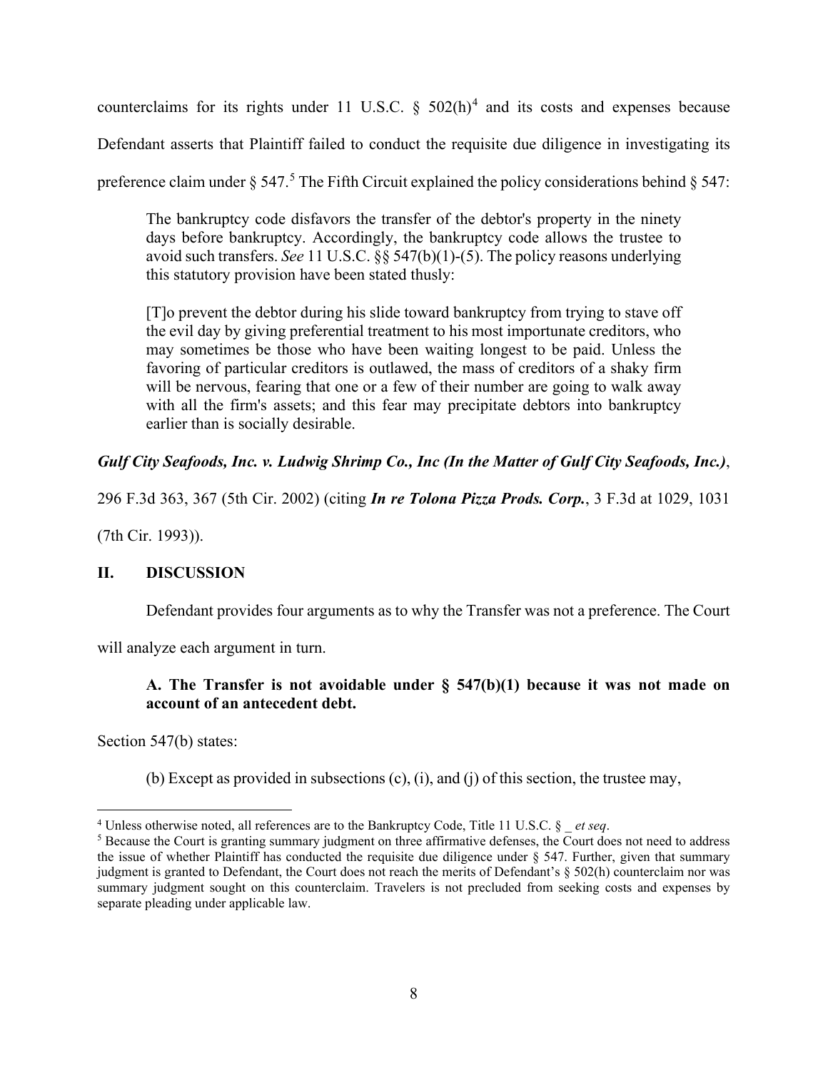counterclaims for its rights under 11 U.S.C. § 502(h)[4] and its costs and expenses because Defendant asserts that Plaintiff failed to conduct the requisite due diligence in investigating its preference claim under § 547.[5] The Fifth Circuit explained the policy considerations behind § 547:

> The bankruptcy code disfavors the transfer of the debtor's property in the ninety days before bankruptcy. Accordingly, the bankruptcy code allows the trustee to avoid such transfers. *See* 11 U.S.C. §§ 547(b)(1)-(5). The policy reasons underlying this statutory provision have been stated thusly:
>
> [T]o prevent the debtor during his slide toward bankruptcy from trying to stave off the evil day by giving preferential treatment to his most importunate creditors, who may sometimes be those who have been waiting longest to be paid. Unless the favoring of particular creditors is outlawed, the mass of creditors of a shaky firm will be nervous, fearing that one or a few of their number are going to walk away with all the firm's assets; and this fear may precipitate debtors into bankruptcy earlier than is socially desirable.

***Gulf City Seafoods, Inc. v. Ludwig Shrimp Co., Inc (In the Matter of Gulf City Seafoods, Inc.)***, 296 F.3d 363, 367 (5th Cir. 2002) (citing ***In re Tolona Pizza Prods. Corp.***, 3 F.3d at 1029, 1031 (7th Cir. 1993)).

## II. DISCUSSION

Defendant provides four arguments as to why the Transfer was not a preference. The Court will analyze each argument in turn.

### A. The Transfer is not avoidable under § 547(b)(1) because it was not made on account of an antecedent debt.

Section 547(b) states:

> (b) Except as provided in subsections (c), (i), and (j) of this section, the trustee may,

---

[4] Unless otherwise noted, all references are to the Bankruptcy Code, Title 11 U.S.C. § _ *et seq*.

[5] Because the Court is granting summary judgment on three affirmative defenses, the Court does not need to address the issue of whether Plaintiff has conducted the requisite due diligence under § 547. Further, given that summary judgment is granted to Defendant, the Court does not reach the merits of Defendant's § 502(h) counterclaim nor was summary judgment sought on this counterclaim. Travelers is not precluded from seeking costs and expenses by separate pleading under applicable law.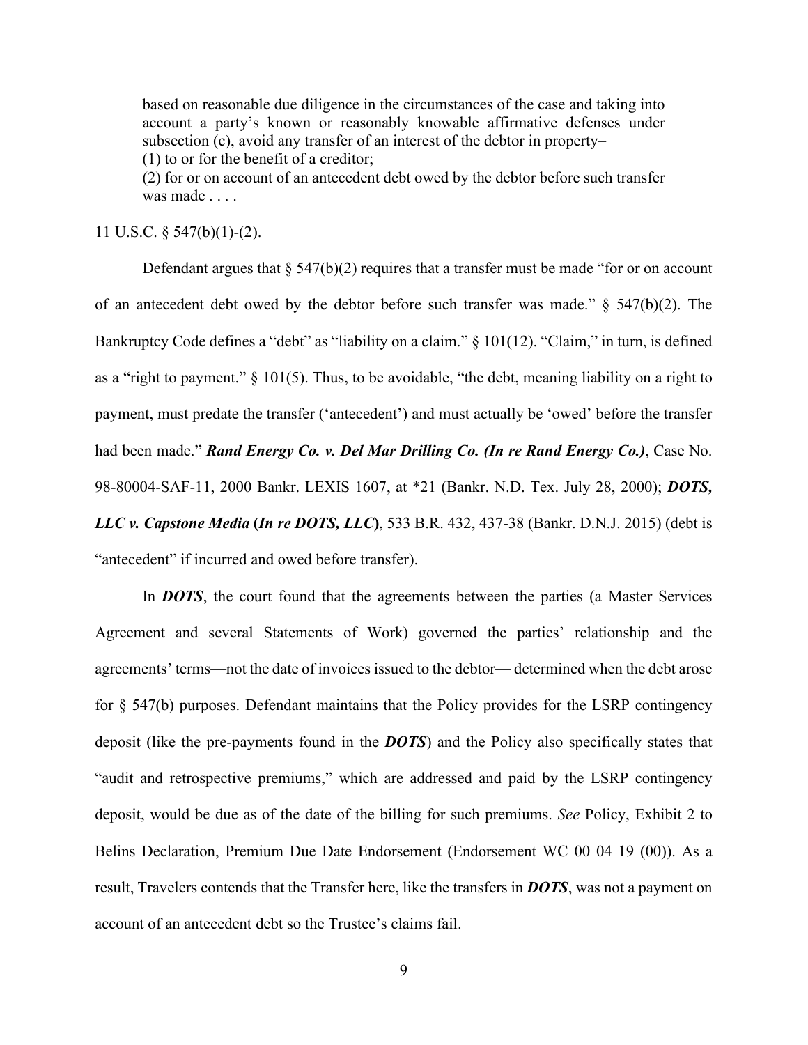> based on reasonable due diligence in the circumstances of the case and taking into account a party's known or reasonably knowable affirmative defenses under subsection (c), avoid any transfer of an interest of the debtor in property–
> (1) to or for the benefit of a creditor;
> (2) for or on account of an antecedent debt owed by the debtor before such transfer was made . . . .

11 U.S.C. § 547(b)(1)-(2).

Defendant argues that § 547(b)(2) requires that a transfer must be made "for or on account of an antecedent debt owed by the debtor before such transfer was made." § 547(b)(2). The Bankruptcy Code defines a "debt" as "liability on a claim." § 101(12). "Claim," in turn, is defined as a "right to payment." § 101(5). Thus, to be avoidable, "the debt, meaning liability on a right to payment, must predate the transfer ('antecedent') and must actually be 'owed' before the transfer had been made." ***Rand Energy Co. v. Del Mar Drilling Co. (In re Rand Energy Co.)***, Case No. 98-80004-SAF-11, 2000 Bankr. LEXIS 1607, at *21 (Bankr. N.D. Tex. July 28, 2000); ***DOTS, LLC v. Capstone Media* (*In re DOTS, LLC*)**, 533 B.R. 432, 437-38 (Bankr. D.N.J. 2015) (debt is "antecedent" if incurred and owed before transfer).

In ***DOTS***, the court found that the agreements between the parties (a Master Services Agreement and several Statements of Work) governed the parties' relationship and the agreements' terms—not the date of invoices issued to the debtor— determined when the debt arose for § 547(b) purposes. Defendant maintains that the Policy provides for the LSRP contingency deposit (like the pre-payments found in the ***DOTS***) and the Policy also specifically states that "audit and retrospective premiums," which are addressed and paid by the LSRP contingency deposit, would be due as of the date of the billing for such premiums. *See* Policy, Exhibit 2 to Belins Declaration, Premium Due Date Endorsement (Endorsement WC 00 04 19 (00)). As a result, Travelers contends that the Transfer here, like the transfers in ***DOTS***, was not a payment on account of an antecedent debt so the Trustee's claims fail.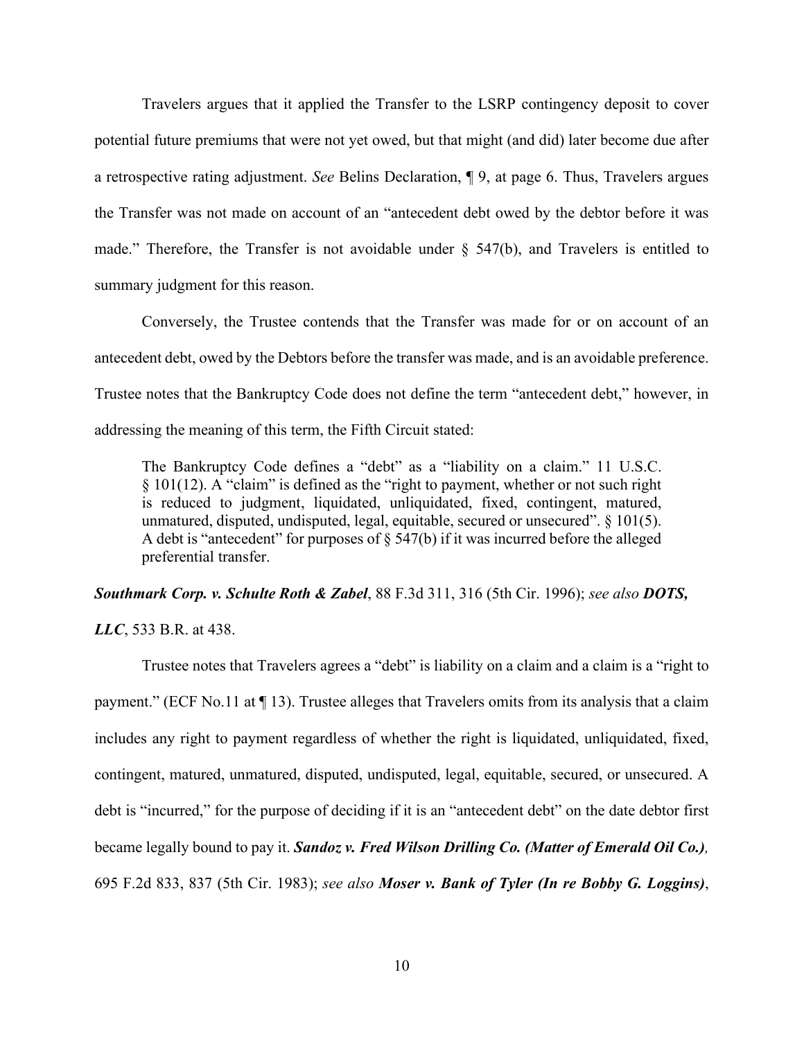Travelers argues that it applied the Transfer to the LSRP contingency deposit to cover potential future premiums that were not yet owed, but that might (and did) later become due after a retrospective rating adjustment. *See* Belins Declaration, ¶ 9, at page 6. Thus, Travelers argues the Transfer was not made on account of an "antecedent debt owed by the debtor before it was made." Therefore, the Transfer is not avoidable under § 547(b), and Travelers is entitled to summary judgment for this reason.

Conversely, the Trustee contends that the Transfer was made for or on account of an antecedent debt, owed by the Debtors before the transfer was made, and is an avoidable preference. Trustee notes that the Bankruptcy Code does not define the term "antecedent debt," however, in addressing the meaning of this term, the Fifth Circuit stated:

> The Bankruptcy Code defines a "debt" as a "liability on a claim." 11 U.S.C. § 101(12). A "claim" is defined as the "right to payment, whether or not such right is reduced to judgment, liquidated, unliquidated, fixed, contingent, matured, unmatured, disputed, undisputed, legal, equitable, secured or unsecured". § 101(5). A debt is "antecedent" for purposes of § 547(b) if it was incurred before the alleged preferential transfer.

***Southmark Corp. v. Schulte Roth & Zabel***, 88 F.3d 311, 316 (5th Cir. 1996); *see also* ***DOTS, LLC***, 533 B.R. at 438.

Trustee notes that Travelers agrees a "debt" is liability on a claim and a claim is a "right to payment." (ECF No.11 at ¶ 13). Trustee alleges that Travelers omits from its analysis that a claim includes any right to payment regardless of whether the right is liquidated, unliquidated, fixed, contingent, matured, unmatured, disputed, undisputed, legal, equitable, secured, or unsecured. A debt is "incurred," for the purpose of deciding if it is an "antecedent debt" on the date debtor first became legally bound to pay it. ***Sandoz v. Fred Wilson Drilling Co. (Matter of Emerald Oil Co.),*** 695 F.2d 833, 837 (5th Cir. 1983); *see also* ***Moser v. Bank of Tyler (In re Bobby G. Loggins)***,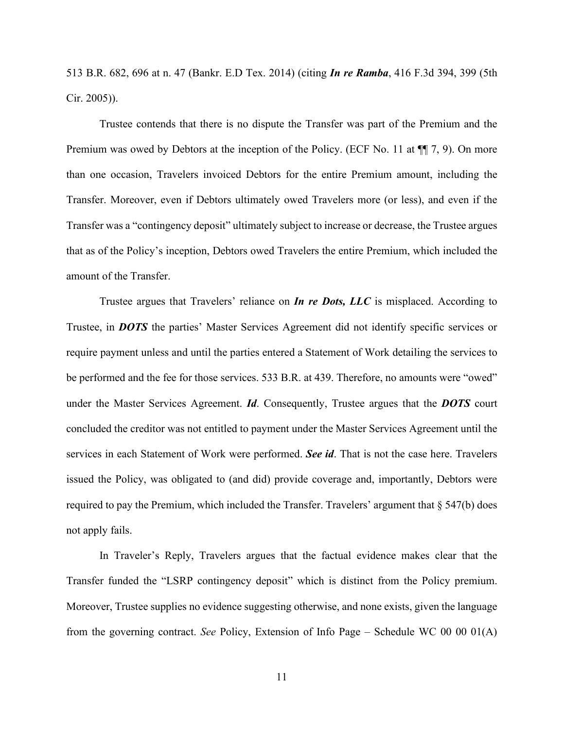513 B.R. 682, 696 at n. 47 (Bankr. E.D Tex. 2014) (citing ***In re Ramba***, 416 F.3d 394, 399 (5th Cir. 2005)).

Trustee contends that there is no dispute the Transfer was part of the Premium and the Premium was owed by Debtors at the inception of the Policy. (ECF No. 11 at ¶¶ 7, 9). On more than one occasion, Travelers invoiced Debtors for the entire Premium amount, including the Transfer. Moreover, even if Debtors ultimately owed Travelers more (or less), and even if the Transfer was a "contingency deposit" ultimately subject to increase or decrease, the Trustee argues that as of the Policy's inception, Debtors owed Travelers the entire Premium, which included the amount of the Transfer.

Trustee argues that Travelers' reliance on ***In re Dots, LLC*** is misplaced. According to Trustee, in ***DOTS*** the parties' Master Services Agreement did not identify specific services or require payment unless and until the parties entered a Statement of Work detailing the services to be performed and the fee for those services. 533 B.R. at 439. Therefore, no amounts were "owed" under the Master Services Agreement. ***Id***. Consequently, Trustee argues that the ***DOTS*** court concluded the creditor was not entitled to payment under the Master Services Agreement until the services in each Statement of Work were performed. ***See id***. That is not the case here. Travelers issued the Policy, was obligated to (and did) provide coverage and, importantly, Debtors were required to pay the Premium, which included the Transfer. Travelers' argument that § 547(b) does not apply fails.

In Traveler's Reply, Travelers argues that the factual evidence makes clear that the Transfer funded the "LSRP contingency deposit" which is distinct from the Policy premium. Moreover, Trustee supplies no evidence suggesting otherwise, and none exists, given the language from the governing contract. *See* Policy, Extension of Info Page – Schedule WC 00 00 01(A)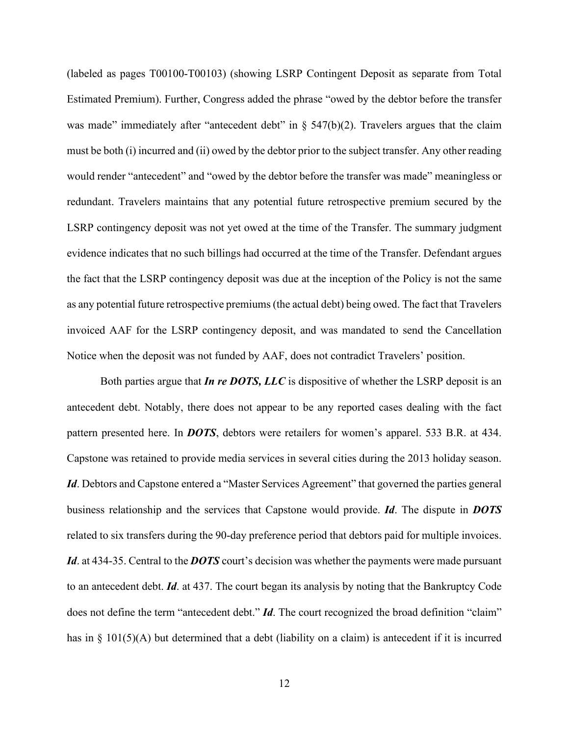(labeled as pages T00100-T00103) (showing LSRP Contingent Deposit as separate from Total Estimated Premium). Further, Congress added the phrase "owed by the debtor before the transfer was made" immediately after "antecedent debt" in § 547(b)(2). Travelers argues that the claim must be both (i) incurred and (ii) owed by the debtor prior to the subject transfer. Any other reading would render "antecedent" and "owed by the debtor before the transfer was made" meaningless or redundant. Travelers maintains that any potential future retrospective premium secured by the LSRP contingency deposit was not yet owed at the time of the Transfer. The summary judgment evidence indicates that no such billings had occurred at the time of the Transfer. Defendant argues the fact that the LSRP contingency deposit was due at the inception of the Policy is not the same as any potential future retrospective premiums (the actual debt) being owed. The fact that Travelers invoiced AAF for the LSRP contingency deposit, and was mandated to send the Cancellation Notice when the deposit was not funded by AAF, does not contradict Travelers' position.

Both parties argue that ***In re DOTS, LLC*** is dispositive of whether the LSRP deposit is an antecedent debt. Notably, there does not appear to be any reported cases dealing with the fact pattern presented here. In ***DOTS***, debtors were retailers for women's apparel. 533 B.R. at 434. Capstone was retained to provide media services in several cities during the 2013 holiday season. ***Id***. Debtors and Capstone entered a "Master Services Agreement" that governed the parties general business relationship and the services that Capstone would provide. ***Id***. The dispute in ***DOTS*** related to six transfers during the 90-day preference period that debtors paid for multiple invoices. ***Id***. at 434-35. Central to the ***DOTS*** court's decision was whether the payments were made pursuant to an antecedent debt. ***Id***. at 437. The court began its analysis by noting that the Bankruptcy Code does not define the term "antecedent debt." ***Id***. The court recognized the broad definition "claim" has in § 101(5)(A) but determined that a debt (liability on a claim) is antecedent if it is incurred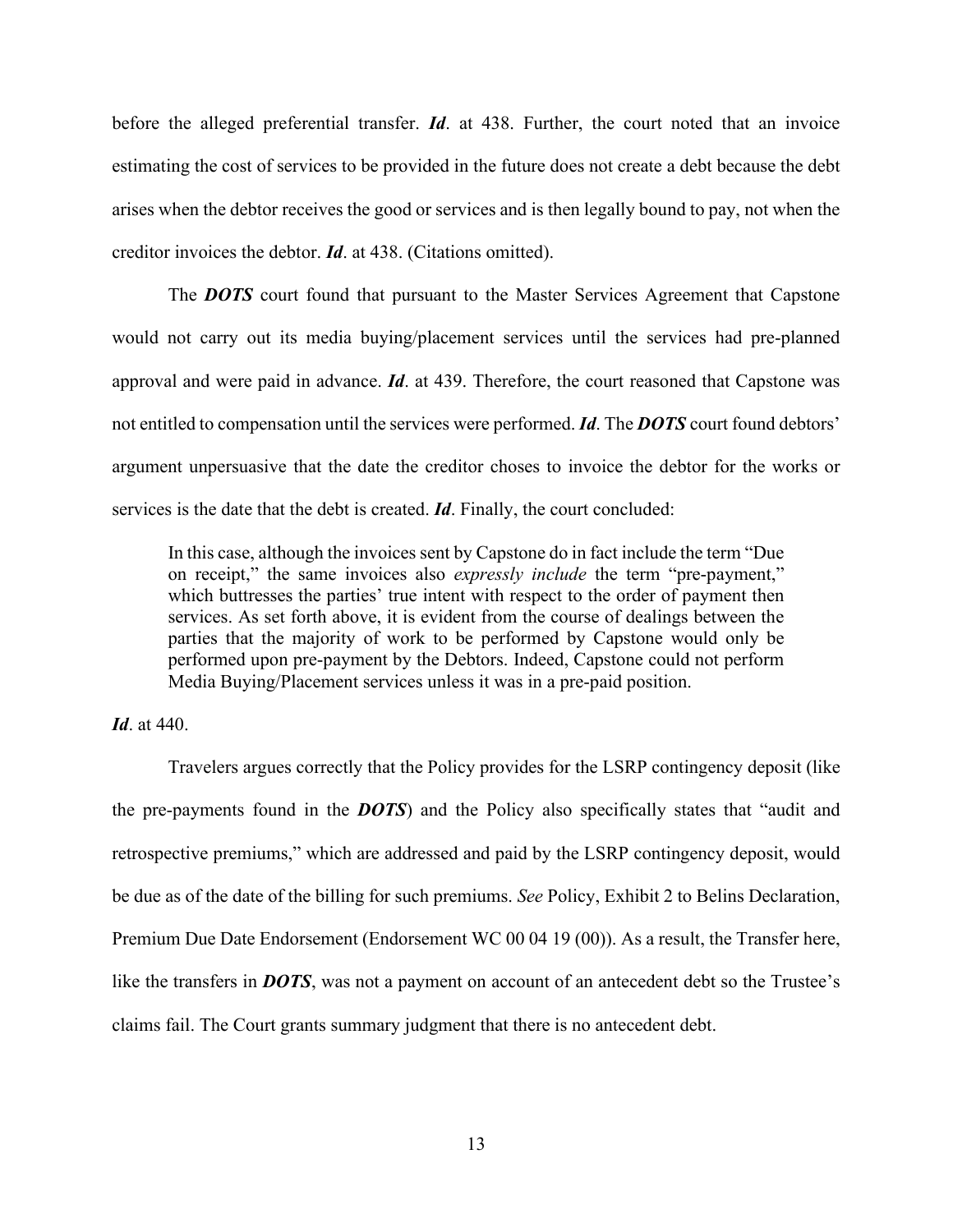before the alleged preferential transfer. ***Id***. at 438. Further, the court noted that an invoice estimating the cost of services to be provided in the future does not create a debt because the debt arises when the debtor receives the good or services and is then legally bound to pay, not when the creditor invoices the debtor. ***Id***. at 438. (Citations omitted).

The ***DOTS*** court found that pursuant to the Master Services Agreement that Capstone would not carry out its media buying/placement services until the services had pre-planned approval and were paid in advance. ***Id***. at 439. Therefore, the court reasoned that Capstone was not entitled to compensation until the services were performed. ***Id***. The ***DOTS*** court found debtors' argument unpersuasive that the date the creditor choses to invoice the debtor for the works or services is the date that the debt is created. ***Id***. Finally, the court concluded:

> In this case, although the invoices sent by Capstone do in fact include the term "Due on receipt," the same invoices also *expressly include* the term "pre-payment," which buttresses the parties' true intent with respect to the order of payment then services. As set forth above, it is evident from the course of dealings between the parties that the majority of work to be performed by Capstone would only be performed upon pre-payment by the Debtors. Indeed, Capstone could not perform Media Buying/Placement services unless it was in a pre-paid position.

***Id***. at 440.

Travelers argues correctly that the Policy provides for the LSRP contingency deposit (like the pre-payments found in the ***DOTS***) and the Policy also specifically states that "audit and retrospective premiums," which are addressed and paid by the LSRP contingency deposit, would be due as of the date of the billing for such premiums. *See* Policy, Exhibit 2 to Belins Declaration, Premium Due Date Endorsement (Endorsement WC 00 04 19 (00)). As a result, the Transfer here, like the transfers in ***DOTS***, was not a payment on account of an antecedent debt so the Trustee's claims fail. The Court grants summary judgment that there is no antecedent debt.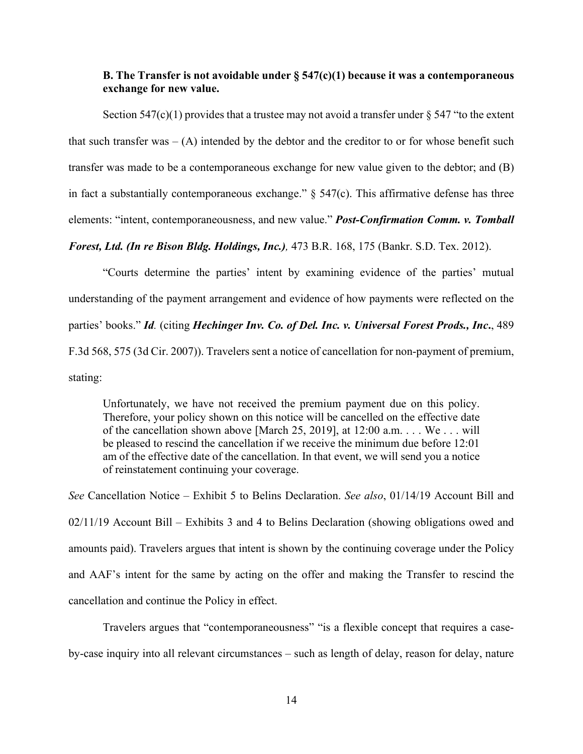### B. The Transfer is not avoidable under § 547(c)(1) because it was a contemporaneous exchange for new value.

Section 547(c)(1) provides that a trustee may not avoid a transfer under § 547 "to the extent that such transfer was – (A) intended by the debtor and the creditor to or for whose benefit such transfer was made to be a contemporaneous exchange for new value given to the debtor; and (B) in fact a substantially contemporaneous exchange." § 547(c). This affirmative defense has three elements: "intent, contemporaneousness, and new value." ***Post-Confirmation Comm. v. Tomball Forest, Ltd. (In re Bison Bldg. Holdings, Inc.),*** 473 B.R. 168, 175 (Bankr. S.D. Tex. 2012).

"Courts determine the parties' intent by examining evidence of the parties' mutual understanding of the payment arrangement and evidence of how payments were reflected on the parties' books." ***Id.*** (citing ***Hechinger Inv. Co. of Del. Inc. v. Universal Forest Prods., Inc.***, 489 F.3d 568, 575 (3d Cir. 2007)). Travelers sent a notice of cancellation for non-payment of premium, stating:

> Unfortunately, we have not received the premium payment due on this policy. Therefore, your policy shown on this notice will be cancelled on the effective date of the cancellation shown above [March 25, 2019], at 12:00 a.m. . . . We . . . will be pleased to rescind the cancellation if we receive the minimum due before 12:01 am of the effective date of the cancellation. In that event, we will send you a notice of reinstatement continuing your coverage.

*See* Cancellation Notice – Exhibit 5 to Belins Declaration. *See also*, 01/14/19 Account Bill and 02/11/19 Account Bill – Exhibits 3 and 4 to Belins Declaration (showing obligations owed and amounts paid). Travelers argues that intent is shown by the continuing coverage under the Policy and AAF's intent for the same by acting on the offer and making the Transfer to rescind the cancellation and continue the Policy in effect.

Travelers argues that "contemporaneousness" "is a flexible concept that requires a case-by-case inquiry into all relevant circumstances – such as length of delay, reason for delay, nature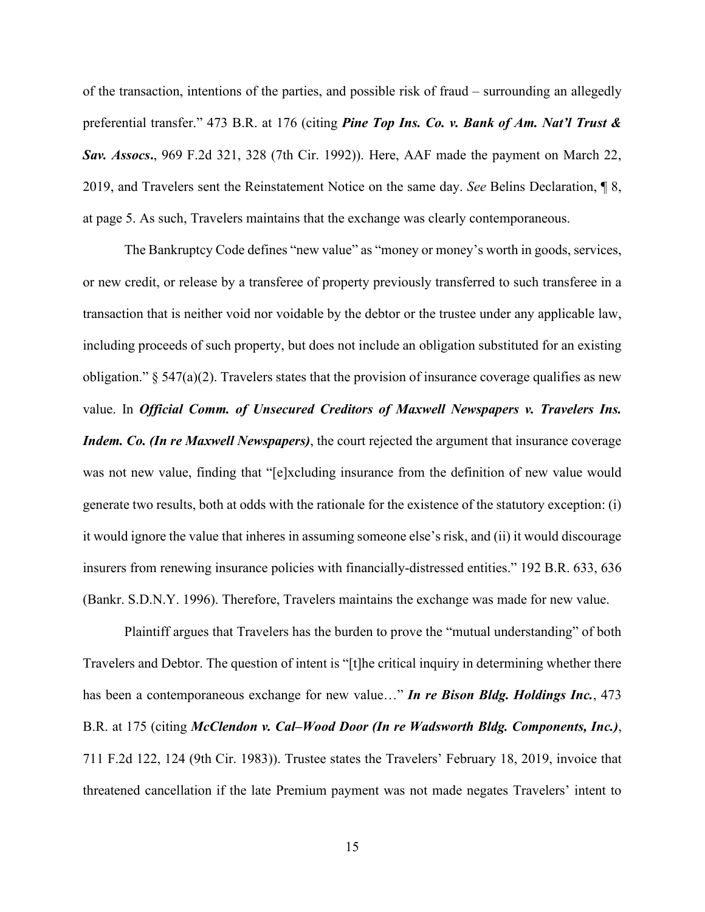of the transaction, intentions of the parties, and possible risk of fraud – surrounding an allegedly preferential transfer." 473 B.R. at 176 (citing ***Pine Top Ins. Co. v. Bank of Am. Nat'l Trust & Sav. Assocs.***, 969 F.2d 321, 328 (7th Cir. 1992)). Here, AAF made the payment on March 22, 2019, and Travelers sent the Reinstatement Notice on the same day. *See* Belins Declaration, ¶ 8, at page 5. As such, Travelers maintains that the exchange was clearly contemporaneous.

The Bankruptcy Code defines "new value" as "money or money's worth in goods, services, or new credit, or release by a transferee of property previously transferred to such transferee in a transaction that is neither void nor voidable by the debtor or the trustee under any applicable law, including proceeds of such property, but does not include an obligation substituted for an existing obligation." § 547(a)(2). Travelers states that the provision of insurance coverage qualifies as new value. In ***Official Comm. of Unsecured Creditors of Maxwell Newspapers v. Travelers Ins. Indem. Co. (In re Maxwell Newspapers)***, the court rejected the argument that insurance coverage was not new value, finding that "[e]xcluding insurance from the definition of new value would generate two results, both at odds with the rationale for the existence of the statutory exception: (i) it would ignore the value that inheres in assuming someone else's risk, and (ii) it would discourage insurers from renewing insurance policies with financially-distressed entities." 192 B.R. 633, 636 (Bankr. S.D.N.Y. 1996). Therefore, Travelers maintains the exchange was made for new value.

Plaintiff argues that Travelers has the burden to prove the "mutual understanding" of both Travelers and Debtor. The question of intent is "[t]he critical inquiry in determining whether there has been a contemporaneous exchange for new value…" ***In re Bison Bldg. Holdings Inc.***, 473 B.R. at 175 (citing ***McClendon v. Cal–Wood Door (In re Wadsworth Bldg. Components, Inc.)***, 711 F.2d 122, 124 (9th Cir. 1983)). Trustee states the Travelers' February 18, 2019, invoice that threatened cancellation if the late Premium payment was not made negates Travelers' intent to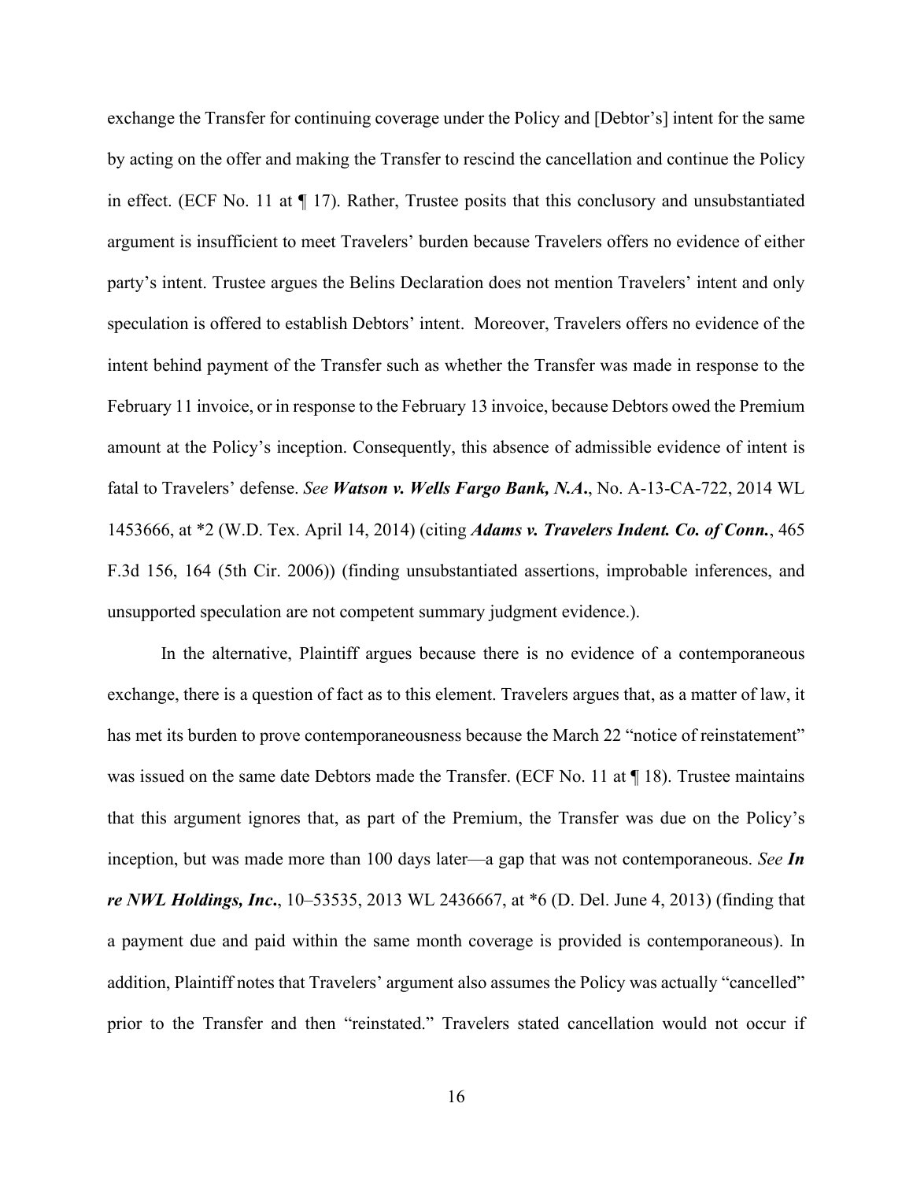exchange the Transfer for continuing coverage under the Policy and [Debtor's] intent for the same by acting on the offer and making the Transfer to rescind the cancellation and continue the Policy in effect. (ECF No. 11 at ¶ 17). Rather, Trustee posits that this conclusory and unsubstantiated argument is insufficient to meet Travelers' burden because Travelers offers no evidence of either party's intent. Trustee argues the Belins Declaration does not mention Travelers' intent and only speculation is offered to establish Debtors' intent. Moreover, Travelers offers no evidence of the intent behind payment of the Transfer such as whether the Transfer was made in response to the February 11 invoice, or in response to the February 13 invoice, because Debtors owed the Premium amount at the Policy's inception. Consequently, this absence of admissible evidence of intent is fatal to Travelers' defense. *See* ***Watson v. Wells Fargo Bank, N.A.***, No. A-13-CA-722, 2014 WL 1453666, at *2 (W.D. Tex. April 14, 2014) (citing ***Adams v. Travelers Indent. Co. of Conn.***, 465 F.3d 156, 164 (5th Cir. 2006)) (finding unsubstantiated assertions, improbable inferences, and unsupported speculation are not competent summary judgment evidence.).

In the alternative, Plaintiff argues because there is no evidence of a contemporaneous exchange, there is a question of fact as to this element. Travelers argues that, as a matter of law, it has met its burden to prove contemporaneousness because the March 22 "notice of reinstatement" was issued on the same date Debtors made the Transfer. (ECF No. 11 at ¶ 18). Trustee maintains that this argument ignores that, as part of the Premium, the Transfer was due on the Policy's inception, but was made more than 100 days later—a gap that was not contemporaneous. *See* ***In re NWL Holdings, Inc.***, 10–53535, 2013 WL 2436667, at *6 (D. Del. June 4, 2013) (finding that a payment due and paid within the same month coverage is provided is contemporaneous). In addition, Plaintiff notes that Travelers' argument also assumes the Policy was actually "cancelled" prior to the Transfer and then "reinstated." Travelers stated cancellation would not occur if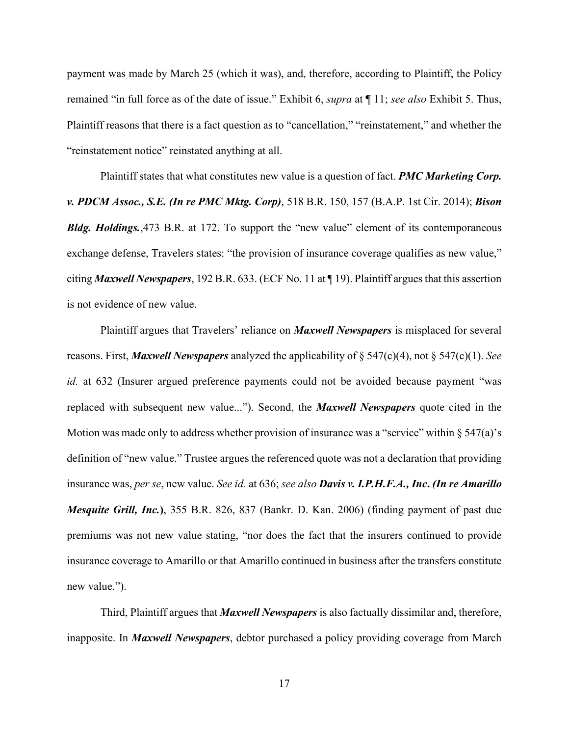payment was made by March 25 (which it was), and, therefore, according to Plaintiff, the Policy remained "in full force as of the date of issue." Exhibit 6, *supra* at ¶ 11; *see also* Exhibit 5. Thus, Plaintiff reasons that there is a fact question as to "cancellation," "reinstatement," and whether the "reinstatement notice" reinstated anything at all.

Plaintiff states that what constitutes new value is a question of fact. ***PMC Marketing Corp. v. PDCM Assoc., S.E. (In re PMC Mktg. Corp)***, 518 B.R. 150, 157 (B.A.P. 1st Cir. 2014); ***Bison Bldg. Holdings.***,473 B.R. at 172. To support the "new value" element of its contemporaneous exchange defense, Travelers states: "the provision of insurance coverage qualifies as new value," citing ***Maxwell Newspapers***, 192 B.R. 633. (ECF No. 11 at ¶ 19). Plaintiff argues that this assertion is not evidence of new value.

Plaintiff argues that Travelers' reliance on ***Maxwell Newspapers*** is misplaced for several reasons. First, ***Maxwell Newspapers*** analyzed the applicability of § 547(c)(4), not § 547(c)(1). *See id.* at 632 (Insurer argued preference payments could not be avoided because payment "was replaced with subsequent new value..."). Second, the ***Maxwell Newspapers*** quote cited in the Motion was made only to address whether provision of insurance was a "service" within § 547(a)'s definition of "new value." Trustee argues the referenced quote was not a declaration that providing insurance was, *per se*, new value. *See id.* at 636; *see also* ***Davis v. I.P.H.F.A., Inc. (In re Amarillo Mesquite Grill, Inc.)***, 355 B.R. 826, 837 (Bankr. D. Kan. 2006) (finding payment of past due premiums was not new value stating, "nor does the fact that the insurers continued to provide insurance coverage to Amarillo or that Amarillo continued in business after the transfers constitute new value.").

Third, Plaintiff argues that ***Maxwell Newspapers*** is also factually dissimilar and, therefore, inapposite. In ***Maxwell Newspapers***, debtor purchased a policy providing coverage from March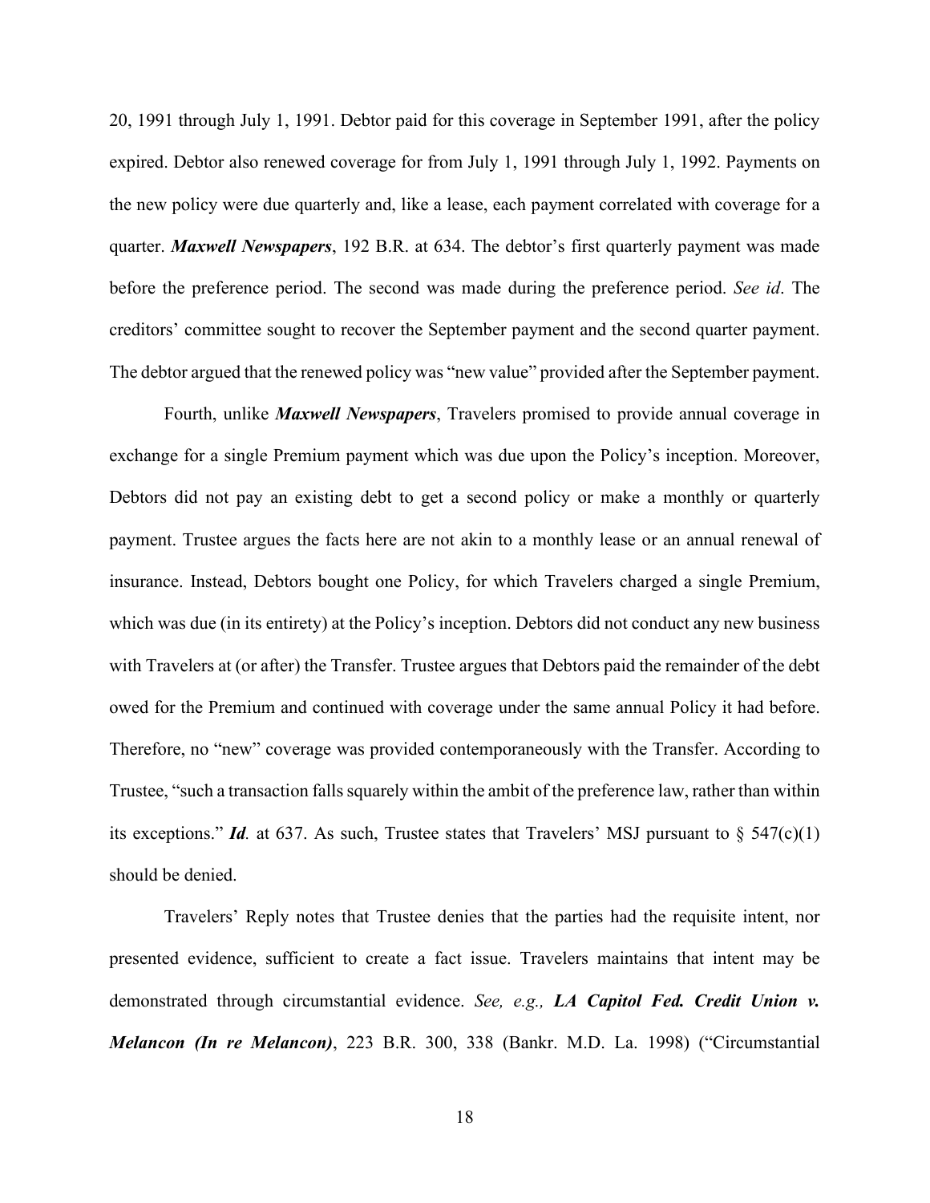20, 1991 through July 1, 1991. Debtor paid for this coverage in September 1991, after the policy expired. Debtor also renewed coverage for from July 1, 1991 through July 1, 1992. Payments on the new policy were due quarterly and, like a lease, each payment correlated with coverage for a quarter. ***Maxwell Newspapers***, 192 B.R. at 634. The debtor's first quarterly payment was made before the preference period. The second was made during the preference period. *See id*. The creditors' committee sought to recover the September payment and the second quarter payment. The debtor argued that the renewed policy was "new value" provided after the September payment.

Fourth, unlike ***Maxwell Newspapers***, Travelers promised to provide annual coverage in exchange for a single Premium payment which was due upon the Policy's inception. Moreover, Debtors did not pay an existing debt to get a second policy or make a monthly or quarterly payment. Trustee argues the facts here are not akin to a monthly lease or an annual renewal of insurance. Instead, Debtors bought one Policy, for which Travelers charged a single Premium, which was due (in its entirety) at the Policy's inception. Debtors did not conduct any new business with Travelers at (or after) the Transfer. Trustee argues that Debtors paid the remainder of the debt owed for the Premium and continued with coverage under the same annual Policy it had before. Therefore, no "new" coverage was provided contemporaneously with the Transfer. According to Trustee, "such a transaction falls squarely within the ambit of the preference law, rather than within its exceptions." ***Id.*** at 637. As such, Trustee states that Travelers' MSJ pursuant to § 547(c)(1) should be denied.

Travelers' Reply notes that Trustee denies that the parties had the requisite intent, nor presented evidence, sufficient to create a fact issue. Travelers maintains that intent may be demonstrated through circumstantial evidence. *See, e.g.,* ***LA Capitol Fed. Credit Union v. Melancon (In re Melancon)***, 223 B.R. 300, 338 (Bankr. M.D. La. 1998) ("Circumstantial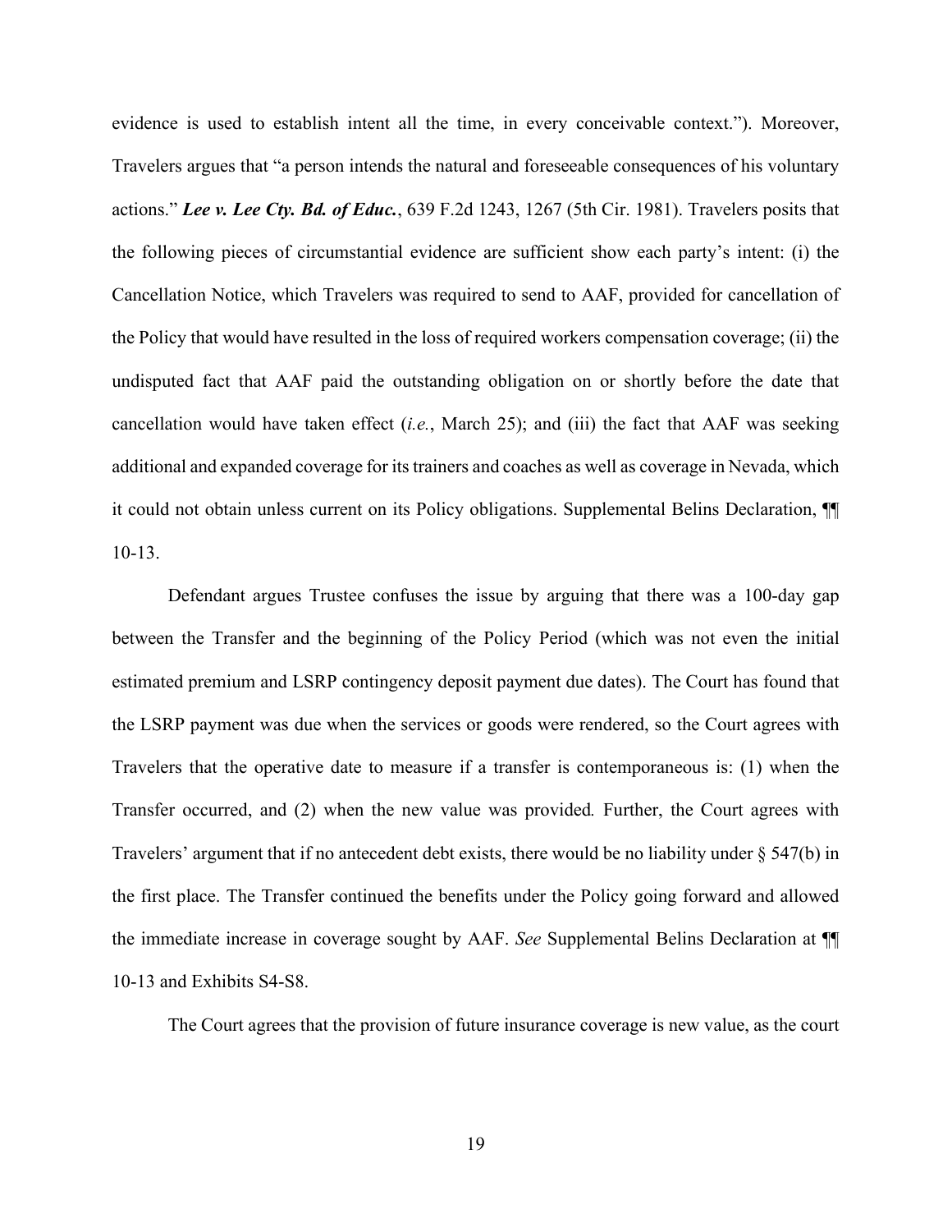evidence is used to establish intent all the time, in every conceivable context."). Moreover, Travelers argues that "a person intends the natural and foreseeable consequences of his voluntary actions." ***Lee v. Lee Cty. Bd. of Educ.***, 639 F.2d 1243, 1267 (5th Cir. 1981). Travelers posits that the following pieces of circumstantial evidence are sufficient show each party's intent: (i) the Cancellation Notice, which Travelers was required to send to AAF, provided for cancellation of the Policy that would have resulted in the loss of required workers compensation coverage; (ii) the undisputed fact that AAF paid the outstanding obligation on or shortly before the date that cancellation would have taken effect (*i.e.*, March 25); and (iii) the fact that AAF was seeking additional and expanded coverage for its trainers and coaches as well as coverage in Nevada, which it could not obtain unless current on its Policy obligations. Supplemental Belins Declaration, ¶¶ 10-13.

Defendant argues Trustee confuses the issue by arguing that there was a 100-day gap between the Transfer and the beginning of the Policy Period (which was not even the initial estimated premium and LSRP contingency deposit payment due dates). The Court has found that the LSRP payment was due when the services or goods were rendered, so the Court agrees with Travelers that the operative date to measure if a transfer is contemporaneous is: (1) when the Transfer occurred, and (2) when the new value was provided*.* Further, the Court agrees with Travelers' argument that if no antecedent debt exists, there would be no liability under § 547(b) in the first place. The Transfer continued the benefits under the Policy going forward and allowed the immediate increase in coverage sought by AAF. *See* Supplemental Belins Declaration at ¶¶ 10-13 and Exhibits S4-S8.

The Court agrees that the provision of future insurance coverage is new value, as the court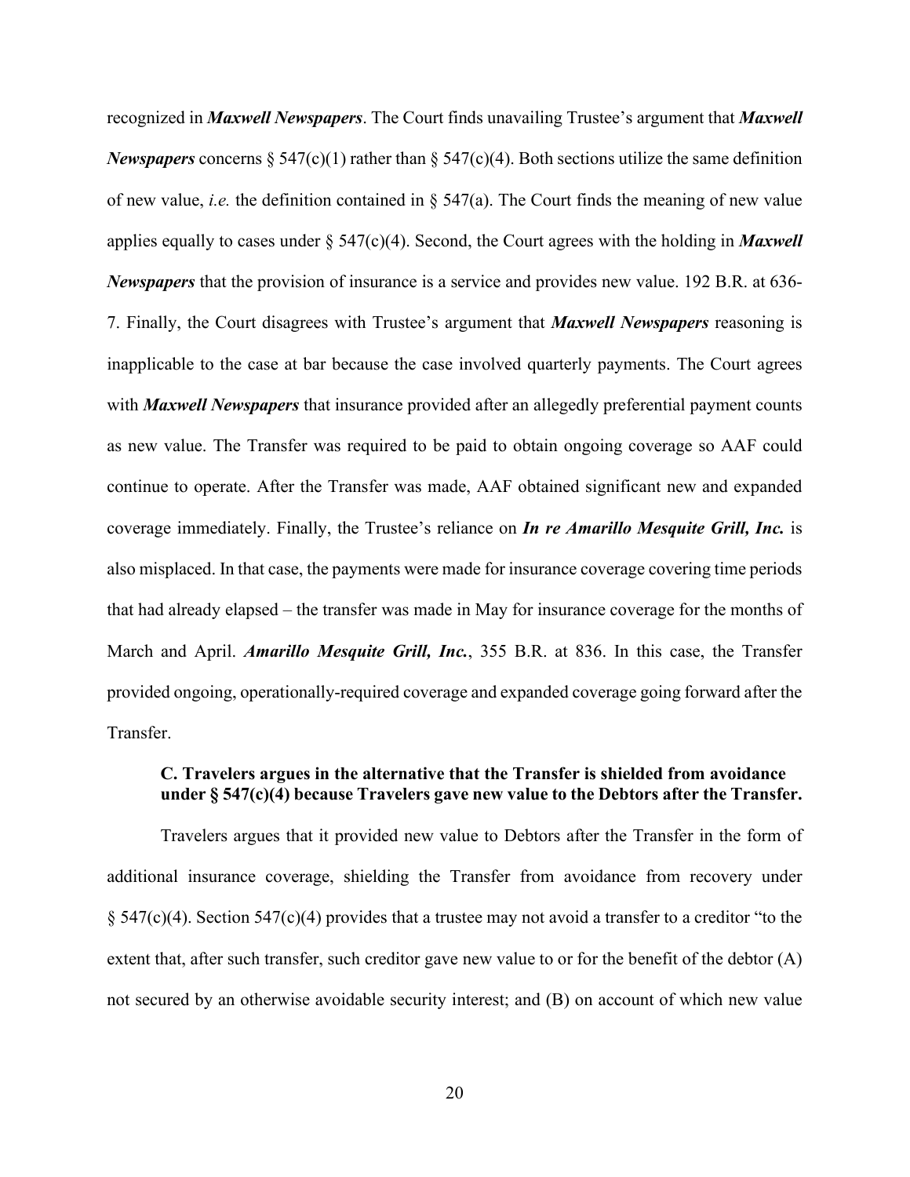recognized in ***Maxwell Newspapers***. The Court finds unavailing Trustee's argument that ***Maxwell Newspapers*** concerns § 547(c)(1) rather than § 547(c)(4). Both sections utilize the same definition of new value, *i.e.* the definition contained in § 547(a). The Court finds the meaning of new value applies equally to cases under § 547(c)(4). Second, the Court agrees with the holding in ***Maxwell Newspapers*** that the provision of insurance is a service and provides new value. 192 B.R. at 636-7. Finally, the Court disagrees with Trustee's argument that ***Maxwell Newspapers*** reasoning is inapplicable to the case at bar because the case involved quarterly payments. The Court agrees with ***Maxwell Newspapers*** that insurance provided after an allegedly preferential payment counts as new value. The Transfer was required to be paid to obtain ongoing coverage so AAF could continue to operate. After the Transfer was made, AAF obtained significant new and expanded coverage immediately. Finally, the Trustee's reliance on ***In re Amarillo Mesquite Grill, Inc.*** is also misplaced. In that case, the payments were made for insurance coverage covering time periods that had already elapsed – the transfer was made in May for insurance coverage for the months of March and April. ***Amarillo Mesquite Grill, Inc.***, 355 B.R. at 836. In this case, the Transfer provided ongoing, operationally-required coverage and expanded coverage going forward after the Transfer.

### C. Travelers argues in the alternative that the Transfer is shielded from avoidance under § 547(c)(4) because Travelers gave new value to the Debtors after the Transfer.

Travelers argues that it provided new value to Debtors after the Transfer in the form of additional insurance coverage, shielding the Transfer from avoidance from recovery under § 547(c)(4). Section 547(c)(4) provides that a trustee may not avoid a transfer to a creditor "to the extent that, after such transfer, such creditor gave new value to or for the benefit of the debtor (A) not secured by an otherwise avoidable security interest; and (B) on account of which new value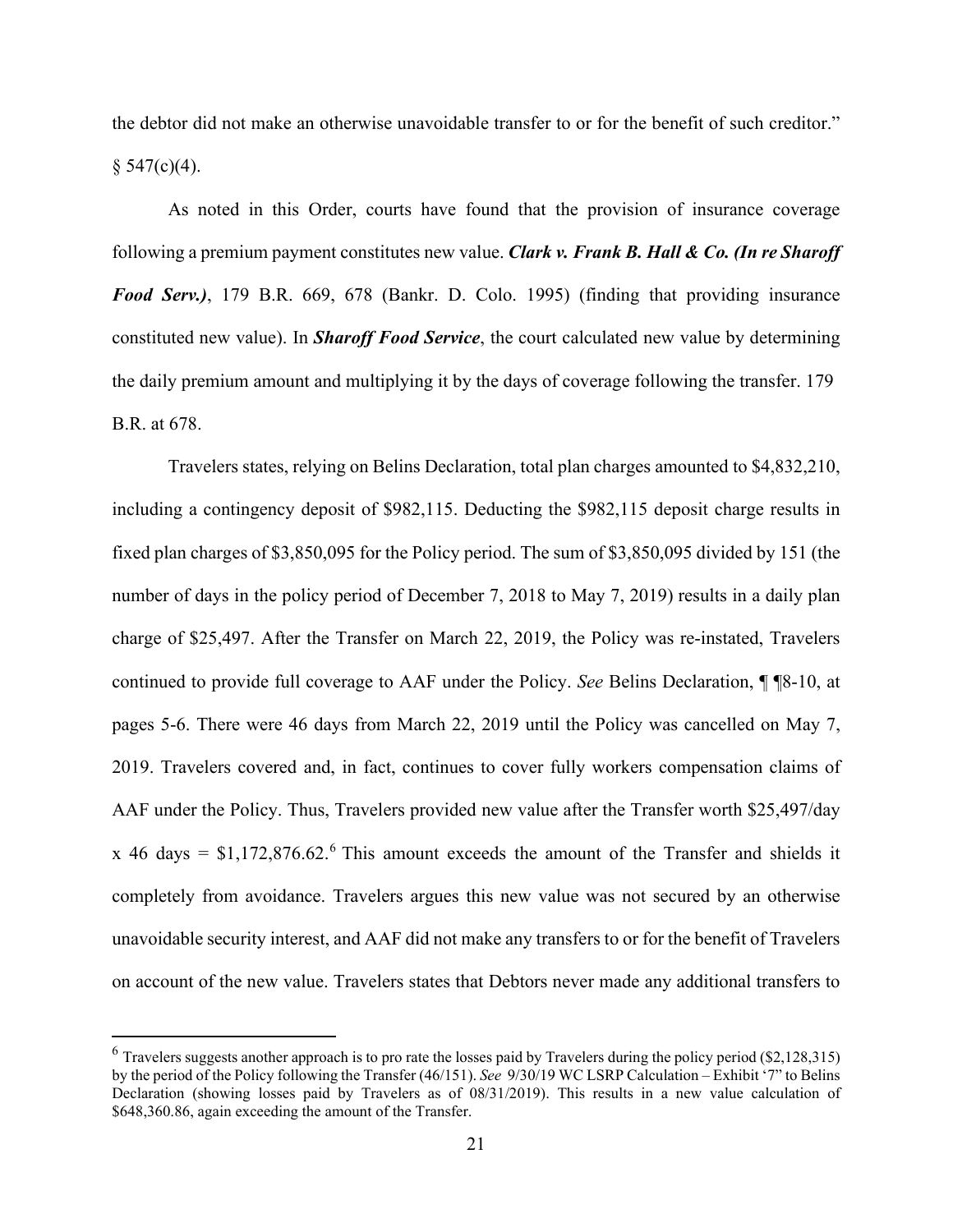the debtor did not make an otherwise unavoidable transfer to or for the benefit of such creditor." § 547(c)(4).

As noted in this Order, courts have found that the provision of insurance coverage following a premium payment constitutes new value. ***Clark v. Frank B. Hall & Co. (In re Sharoff Food Serv.)***, 179 B.R. 669, 678 (Bankr. D. Colo. 1995) (finding that providing insurance constituted new value). In ***Sharoff Food Service***, the court calculated new value by determining the daily premium amount and multiplying it by the days of coverage following the transfer. 179 B.R. at 678.

Travelers states, relying on Belins Declaration, total plan charges amounted to $4,832,210, including a contingency deposit of $982,115. Deducting the $982,115 deposit charge results in fixed plan charges of $3,850,095 for the Policy period. The sum of $3,850,095 divided by 151 (the number of days in the policy period of December 7, 2018 to May 7, 2019) results in a daily plan charge of $25,497. After the Transfer on March 22, 2019, the Policy was re-instated, Travelers continued to provide full coverage to AAF under the Policy. *See* Belins Declaration, ¶ ¶8-10, at pages 5-6. There were 46 days from March 22, 2019 until the Policy was cancelled on May 7, 2019. Travelers covered and, in fact, continues to cover fully workers compensation claims of AAF under the Policy. Thus, Travelers provided new value after the Transfer worth $25,497/day x 46 days = $1,172,876.62.[6] This amount exceeds the amount of the Transfer and shields it completely from avoidance. Travelers argues this new value was not secured by an otherwise unavoidable security interest, and AAF did not make any transfers to or for the benefit of Travelers on account of the new value. Travelers states that Debtors never made any additional transfers to

[6] Travelers suggests another approach is to pro rate the losses paid by Travelers during the policy period ($2,128,315) by the period of the Policy following the Transfer (46/151). *See* 9/30/19 WC LSRP Calculation – Exhibit '7" to Belins Declaration (showing losses paid by Travelers as of 08/31/2019). This results in a new value calculation of $648,360.86, again exceeding the amount of the Transfer.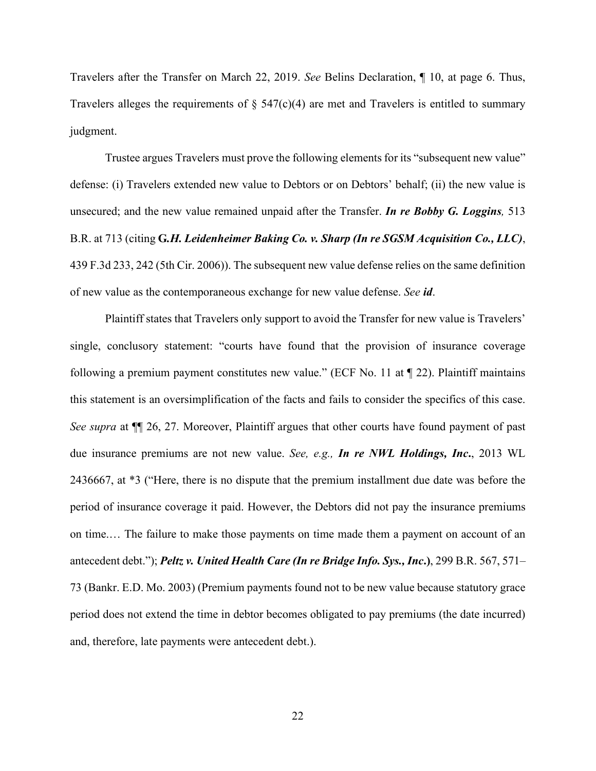Travelers after the Transfer on March 22, 2019. *See* Belins Declaration, ¶ 10, at page 6. Thus, Travelers alleges the requirements of § 547(c)(4) are met and Travelers is entitled to summary judgment.

Trustee argues Travelers must prove the following elements for its "subsequent new value" defense: (i) Travelers extended new value to Debtors or on Debtors' behalf; (ii) the new value is unsecured; and the new value remained unpaid after the Transfer. ***In re Bobby G. Loggins,*** 513 B.R. at 713 (citing **G.*H. Leidenheimer Baking Co. v. Sharp (In re SGSM Acquisition Co., LLC)***, 439 F.3d 233, 242 (5th Cir. 2006)). The subsequent new value defense relies on the same definition of new value as the contemporaneous exchange for new value defense. *See* ***id***.

Plaintiff states that Travelers only support to avoid the Transfer for new value is Travelers' single, conclusory statement: "courts have found that the provision of insurance coverage following a premium payment constitutes new value." (ECF No. 11 at ¶ 22). Plaintiff maintains this statement is an oversimplification of the facts and fails to consider the specifics of this case. *See supra* at ¶¶ 26, 27. Moreover, Plaintiff argues that other courts have found payment of past due insurance premiums are not new value. *See, e.g.,* ***In re NWL Holdings, Inc.***, 2013 WL 2436667, at *3 ("Here, there is no dispute that the premium installment due date was before the period of insurance coverage it paid. However, the Debtors did not pay the insurance premiums on time.… The failure to make those payments on time made them a payment on account of an antecedent debt."); ***Peltz v. United Health Care (In re Bridge Info. Sys., Inc.)***, 299 B.R. 567, 571–73 (Bankr. E.D. Mo. 2003) (Premium payments found not to be new value because statutory grace period does not extend the time in debtor becomes obligated to pay premiums (the date incurred) and, therefore, late payments were antecedent debt.).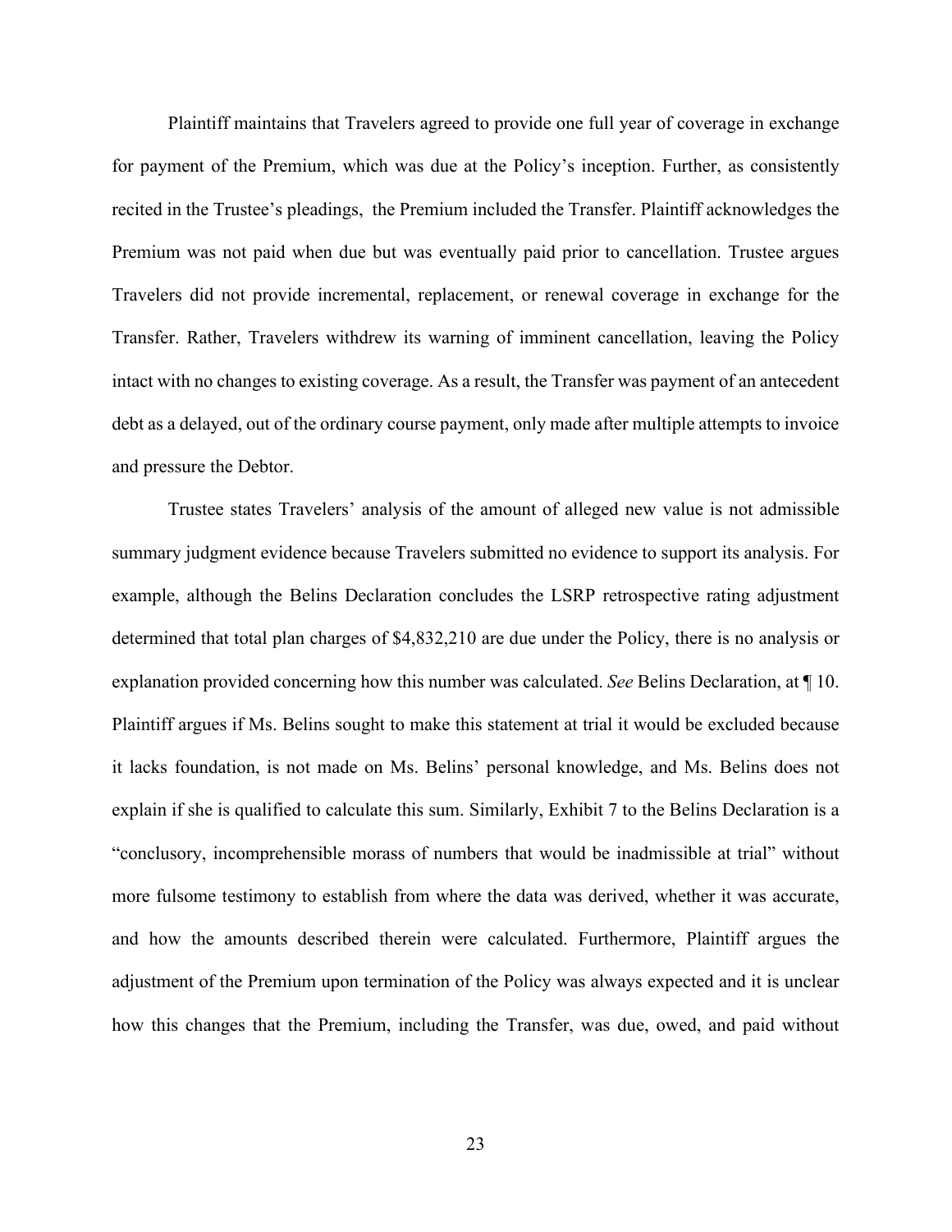Plaintiff maintains that Travelers agreed to provide one full year of coverage in exchange for payment of the Premium, which was due at the Policy's inception. Further, as consistently recited in the Trustee's pleadings, the Premium included the Transfer. Plaintiff acknowledges the Premium was not paid when due but was eventually paid prior to cancellation. Trustee argues Travelers did not provide incremental, replacement, or renewal coverage in exchange for the Transfer. Rather, Travelers withdrew its warning of imminent cancellation, leaving the Policy intact with no changes to existing coverage. As a result, the Transfer was payment of an antecedent debt as a delayed, out of the ordinary course payment, only made after multiple attempts to invoice and pressure the Debtor.

Trustee states Travelers' analysis of the amount of alleged new value is not admissible summary judgment evidence because Travelers submitted no evidence to support its analysis. For example, although the Belins Declaration concludes the LSRP retrospective rating adjustment determined that total plan charges of $4,832,210 are due under the Policy, there is no analysis or explanation provided concerning how this number was calculated. *See* Belins Declaration, at ¶ 10. Plaintiff argues if Ms. Belins sought to make this statement at trial it would be excluded because it lacks foundation, is not made on Ms. Belins' personal knowledge, and Ms. Belins does not explain if she is qualified to calculate this sum. Similarly, Exhibit 7 to the Belins Declaration is a "conclusory, incomprehensible morass of numbers that would be inadmissible at trial" without more fulsome testimony to establish from where the data was derived, whether it was accurate, and how the amounts described therein were calculated. Furthermore, Plaintiff argues the adjustment of the Premium upon termination of the Policy was always expected and it is unclear how this changes that the Premium, including the Transfer, was due, owed, and paid without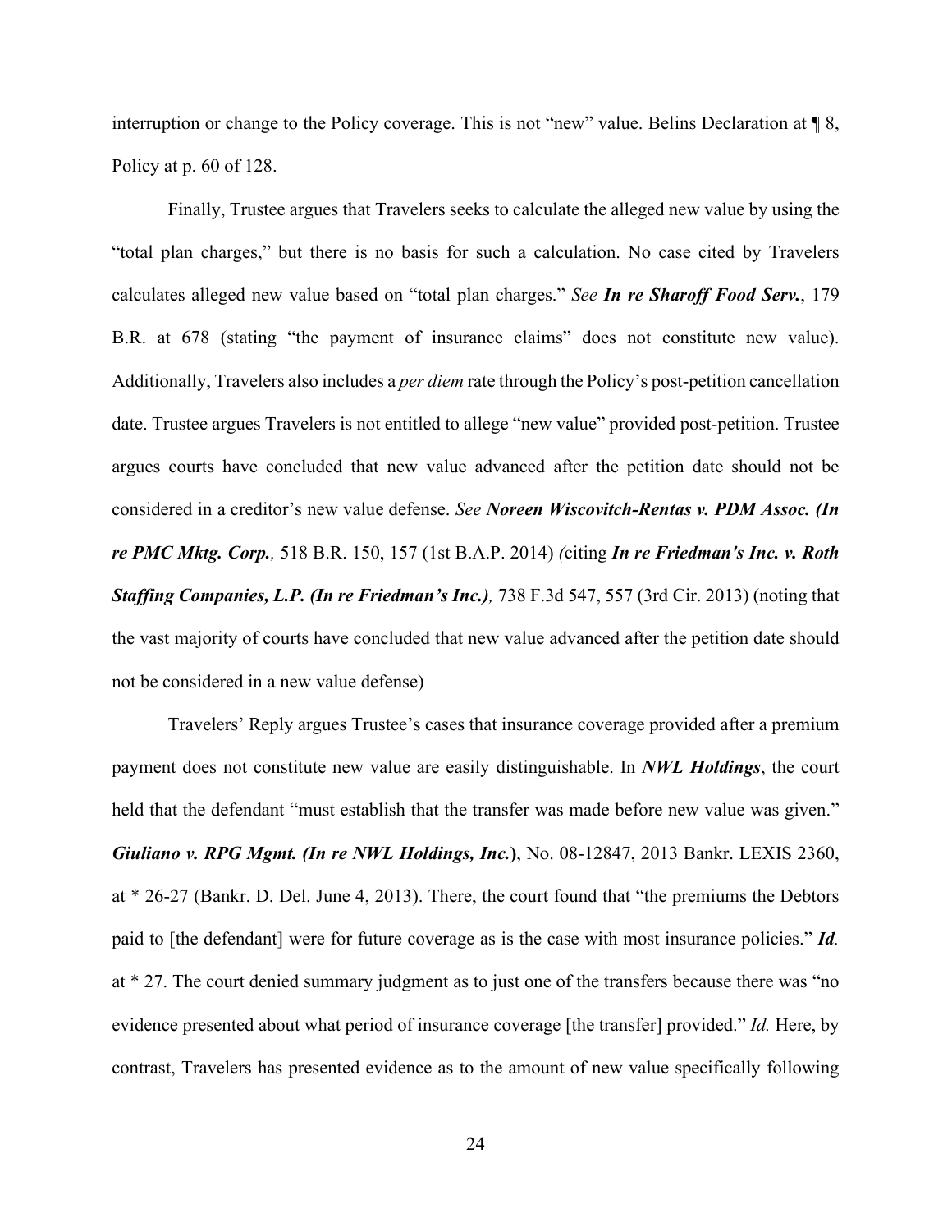interruption or change to the Policy coverage. This is not "new" value. Belins Declaration at ¶ 8, Policy at p. 60 of 128.

Finally, Trustee argues that Travelers seeks to calculate the alleged new value by using the "total plan charges," but there is no basis for such a calculation. No case cited by Travelers calculates alleged new value based on "total plan charges." *See* ***In re Sharoff Food Serv.***, 179 B.R. at 678 (stating "the payment of insurance claims" does not constitute new value). Additionally, Travelers also includes a *per diem* rate through the Policy's post-petition cancellation date. Trustee argues Travelers is not entitled to allege "new value" provided post-petition. Trustee argues courts have concluded that new value advanced after the petition date should not be considered in a creditor's new value defense. *See* ***Noreen Wiscovitch-Rentas v. PDM Assoc. (In re PMC Mktg. Corp.,*** 518 B.R. 150, 157 (1st B.A.P. 2014) *(*citing ***In re Friedman's Inc. v. Roth Staffing Companies, L.P. (In re Friedman's Inc.),*** 738 F.3d 547, 557 (3rd Cir. 2013) (noting that the vast majority of courts have concluded that new value advanced after the petition date should not be considered in a new value defense)

Travelers' Reply argues Trustee's cases that insurance coverage provided after a premium payment does not constitute new value are easily distinguishable. In ***NWL Holdings***, the court held that the defendant "must establish that the transfer was made before new value was given." ***Giuliano v. RPG Mgmt. (In re NWL Holdings, Inc.*****)**, No. 08-12847, 2013 Bankr. LEXIS 2360, at * 26-27 (Bankr. D. Del. June 4, 2013). There, the court found that "the premiums the Debtors paid to [the defendant] were for future coverage as is the case with most insurance policies." ***Id.*** at * 27. The court denied summary judgment as to just one of the transfers because there was "no evidence presented about what period of insurance coverage [the transfer] provided." *Id.* Here, by contrast, Travelers has presented evidence as to the amount of new value specifically following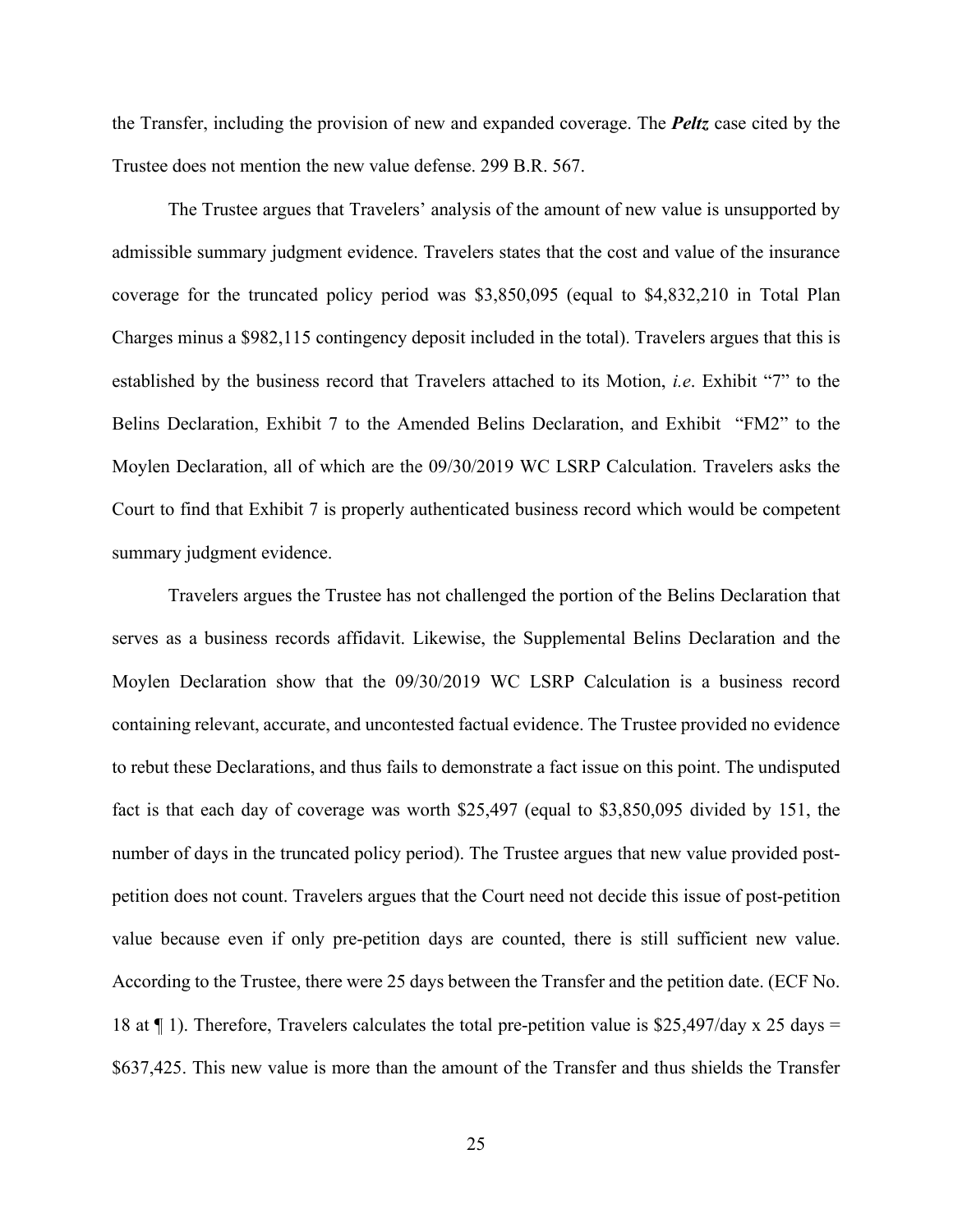the Transfer, including the provision of new and expanded coverage. The ***Peltz*** case cited by the Trustee does not mention the new value defense. 299 B.R. 567.

The Trustee argues that Travelers' analysis of the amount of new value is unsupported by admissible summary judgment evidence. Travelers states that the cost and value of the insurance coverage for the truncated policy period was $3,850,095 (equal to $4,832,210 in Total Plan Charges minus a $982,115 contingency deposit included in the total). Travelers argues that this is established by the business record that Travelers attached to its Motion, *i.e*. Exhibit "7" to the Belins Declaration, Exhibit 7 to the Amended Belins Declaration, and Exhibit "FM2" to the Moylen Declaration, all of which are the 09/30/2019 WC LSRP Calculation. Travelers asks the Court to find that Exhibit 7 is properly authenticated business record which would be competent summary judgment evidence.

Travelers argues the Trustee has not challenged the portion of the Belins Declaration that serves as a business records affidavit. Likewise, the Supplemental Belins Declaration and the Moylen Declaration show that the 09/30/2019 WC LSRP Calculation is a business record containing relevant, accurate, and uncontested factual evidence. The Trustee provided no evidence to rebut these Declarations, and thus fails to demonstrate a fact issue on this point. The undisputed fact is that each day of coverage was worth $25,497 (equal to $3,850,095 divided by 151, the number of days in the truncated policy period). The Trustee argues that new value provided post-petition does not count. Travelers argues that the Court need not decide this issue of post-petition value because even if only pre-petition days are counted, there is still sufficient new value. According to the Trustee, there were 25 days between the Transfer and the petition date. (ECF No. 18 at ¶ 1). Therefore, Travelers calculates the total pre-petition value is $25,497/day x 25 days = $637,425. This new value is more than the amount of the Transfer and thus shields the Transfer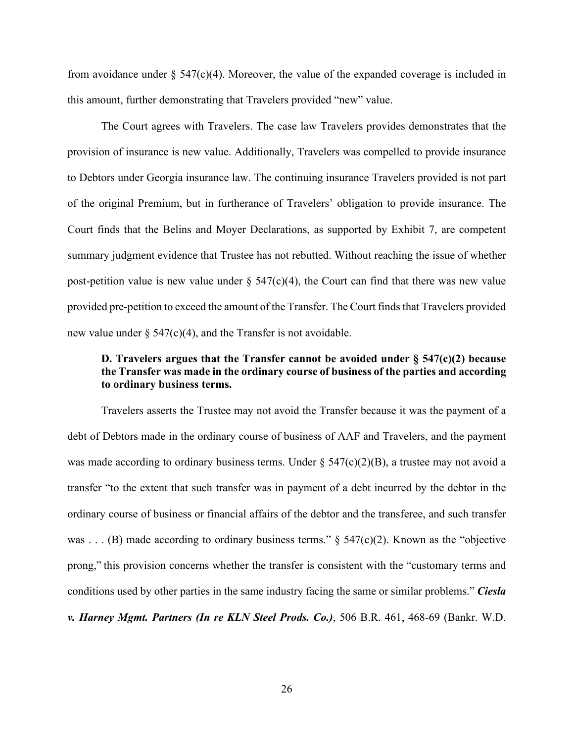from avoidance under § 547(c)(4). Moreover, the value of the expanded coverage is included in this amount, further demonstrating that Travelers provided "new" value.

The Court agrees with Travelers. The case law Travelers provides demonstrates that the provision of insurance is new value. Additionally, Travelers was compelled to provide insurance to Debtors under Georgia insurance law. The continuing insurance Travelers provided is not part of the original Premium, but in furtherance of Travelers' obligation to provide insurance. The Court finds that the Belins and Moyer Declarations, as supported by Exhibit 7, are competent summary judgment evidence that Trustee has not rebutted. Without reaching the issue of whether post-petition value is new value under § 547(c)(4), the Court can find that there was new value provided pre-petition to exceed the amount of the Transfer. The Court finds that Travelers provided new value under § 547(c)(4), and the Transfer is not avoidable.

**D. Travelers argues that the Transfer cannot be avoided under § 547(c)(2) because the Transfer was made in the ordinary course of business of the parties and according to ordinary business terms.**

Travelers asserts the Trustee may not avoid the Transfer because it was the payment of a debt of Debtors made in the ordinary course of business of AAF and Travelers, and the payment was made according to ordinary business terms. Under § 547(c)(2)(B), a trustee may not avoid a transfer "to the extent that such transfer was in payment of a debt incurred by the debtor in the ordinary course of business or financial affairs of the debtor and the transferee, and such transfer was . . . (B) made according to ordinary business terms." § 547(c)(2). Known as the "objective prong," this provision concerns whether the transfer is consistent with the "customary terms and conditions used by other parties in the same industry facing the same or similar problems." ***Ciesla v. Harney Mgmt. Partners (In re KLN Steel Prods. Co.)***, 506 B.R. 461, 468-69 (Bankr. W.D.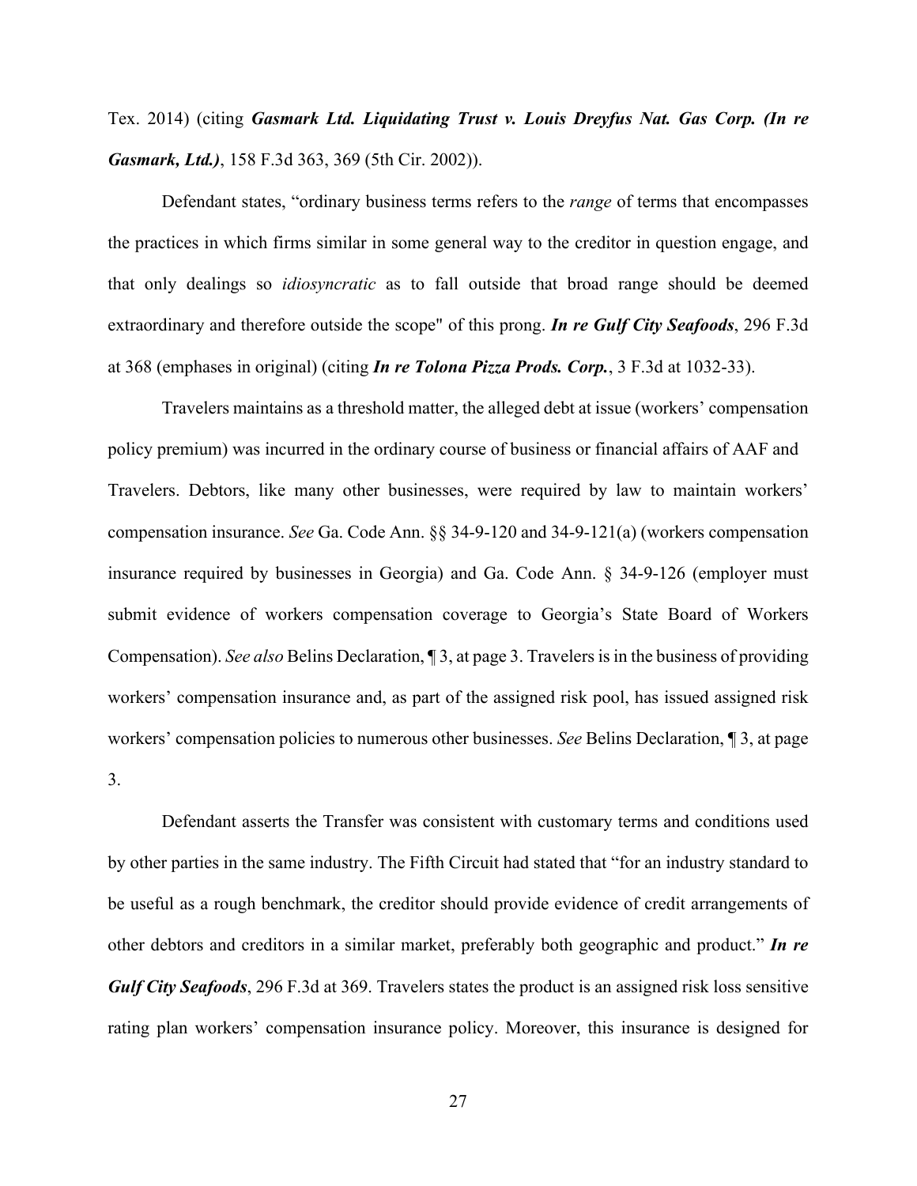Tex. 2014) (citing ***Gasmark Ltd. Liquidating Trust v. Louis Dreyfus Nat. Gas Corp. (In re Gasmark, Ltd.)***, 158 F.3d 363, 369 (5th Cir. 2002)).

Defendant states, "ordinary business terms refers to the *range* of terms that encompasses the practices in which firms similar in some general way to the creditor in question engage, and that only dealings so *idiosyncratic* as to fall outside that broad range should be deemed extraordinary and therefore outside the scope" of this prong. ***In re Gulf City Seafoods***, 296 F.3d at 368 (emphases in original) (citing ***In re Tolona Pizza Prods. Corp.***, 3 F.3d at 1032-33).

Travelers maintains as a threshold matter, the alleged debt at issue (workers' compensation policy premium) was incurred in the ordinary course of business or financial affairs of AAF and Travelers. Debtors, like many other businesses, were required by law to maintain workers' compensation insurance. *See* Ga. Code Ann. §§ 34-9-120 and 34-9-121(a) (workers compensation insurance required by businesses in Georgia) and Ga. Code Ann. § 34-9-126 (employer must submit evidence of workers compensation coverage to Georgia's State Board of Workers Compensation). *See also* Belins Declaration, ¶ 3, at page 3. Travelers is in the business of providing workers' compensation insurance and, as part of the assigned risk pool, has issued assigned risk workers' compensation policies to numerous other businesses. *See* Belins Declaration, ¶ 3, at page 3.

Defendant asserts the Transfer was consistent with customary terms and conditions used by other parties in the same industry. The Fifth Circuit had stated that "for an industry standard to be useful as a rough benchmark, the creditor should provide evidence of credit arrangements of other debtors and creditors in a similar market, preferably both geographic and product." ***In re Gulf City Seafoods***, 296 F.3d at 369. Travelers states the product is an assigned risk loss sensitive rating plan workers' compensation insurance policy. Moreover, this insurance is designed for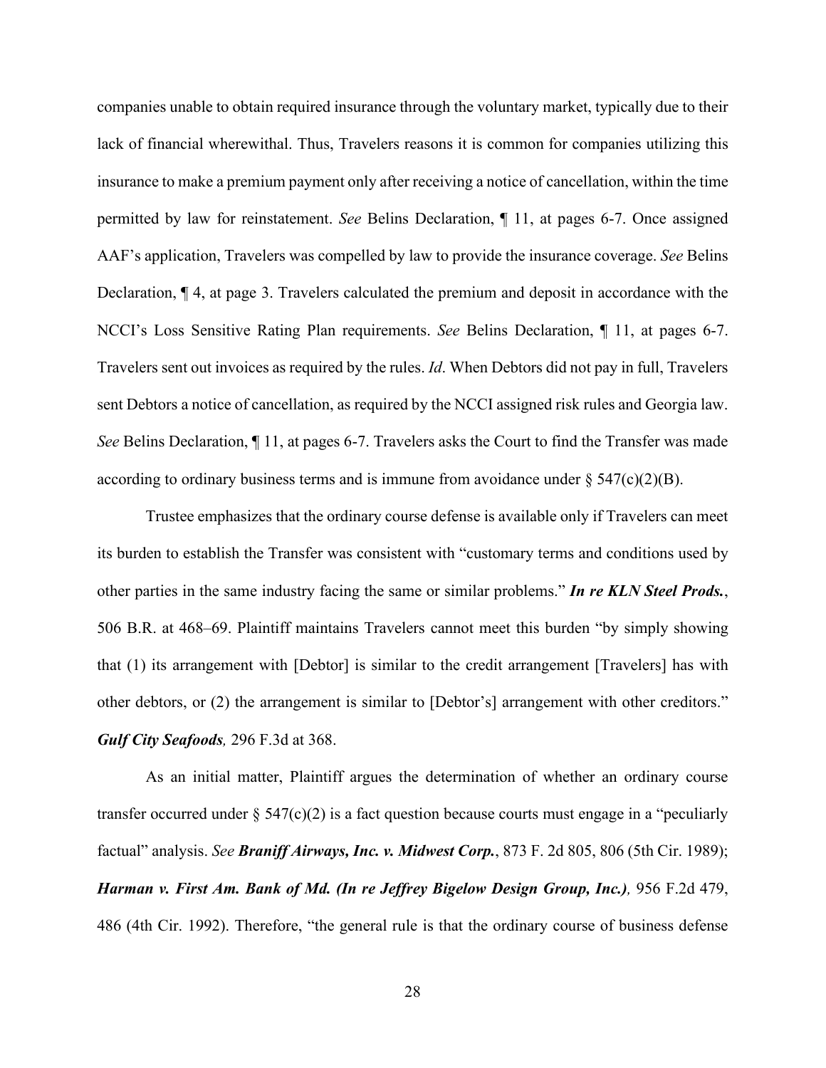companies unable to obtain required insurance through the voluntary market, typically due to their lack of financial wherewithal. Thus, Travelers reasons it is common for companies utilizing this insurance to make a premium payment only after receiving a notice of cancellation, within the time permitted by law for reinstatement. *See* Belins Declaration, ¶ 11, at pages 6-7. Once assigned AAF's application, Travelers was compelled by law to provide the insurance coverage. *See* Belins Declaration, ¶ 4, at page 3. Travelers calculated the premium and deposit in accordance with the NCCI's Loss Sensitive Rating Plan requirements. *See* Belins Declaration, ¶ 11, at pages 6-7. Travelers sent out invoices as required by the rules. *Id*. When Debtors did not pay in full, Travelers sent Debtors a notice of cancellation, as required by the NCCI assigned risk rules and Georgia law. *See* Belins Declaration, ¶ 11, at pages 6-7. Travelers asks the Court to find the Transfer was made according to ordinary business terms and is immune from avoidance under § 547(c)(2)(B).

Trustee emphasizes that the ordinary course defense is available only if Travelers can meet its burden to establish the Transfer was consistent with "customary terms and conditions used by other parties in the same industry facing the same or similar problems." ***In re KLN Steel Prods.***, 506 B.R. at 468–69. Plaintiff maintains Travelers cannot meet this burden "by simply showing that (1) its arrangement with [Debtor] is similar to the credit arrangement [Travelers] has with other debtors, or (2) the arrangement is similar to [Debtor's] arrangement with other creditors." ***Gulf City Seafoods****,* 296 F.3d at 368.

As an initial matter, Plaintiff argues the determination of whether an ordinary course transfer occurred under § 547(c)(2) is a fact question because courts must engage in a "peculiarly factual" analysis. *See* ***Braniff Airways, Inc. v. Midwest Corp.***, 873 F. 2d 805, 806 (5th Cir. 1989); ***Harman v. First Am. Bank of Md. (In re Jeffrey Bigelow Design Group, Inc.)****,* 956 F.2d 479, 486 (4th Cir. 1992). Therefore, "the general rule is that the ordinary course of business defense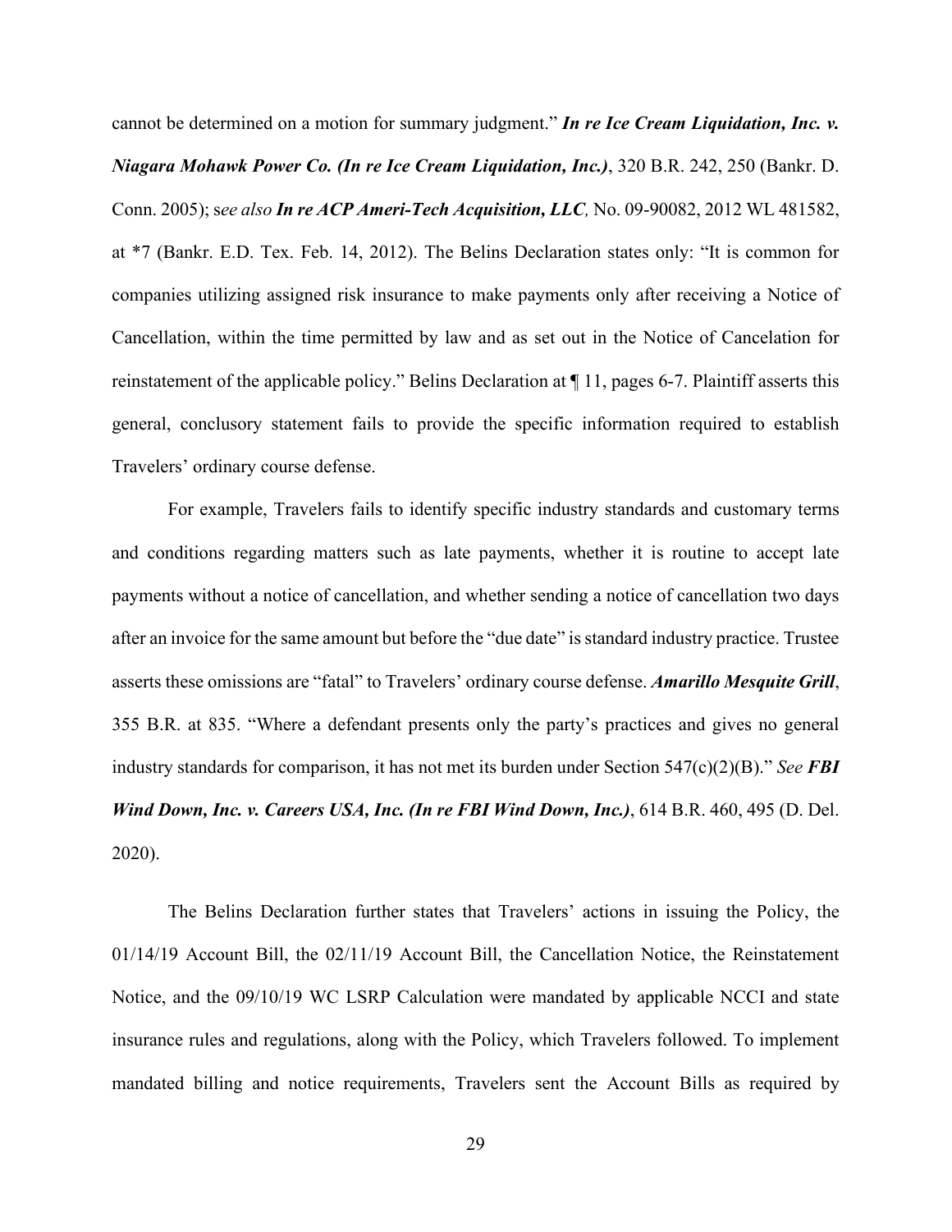cannot be determined on a motion for summary judgment." ***In re Ice Cream Liquidation, Inc. v. Niagara Mohawk Power Co. (In re Ice Cream Liquidation, Inc.)***, 320 B.R. 242, 250 (Bankr. D. Conn. 2005); s*ee also* ***In re ACP Ameri-Tech Acquisition, LLC****,* No. 09-90082, 2012 WL 481582, at *7 (Bankr. E.D. Tex. Feb. 14, 2012). The Belins Declaration states only: "It is common for companies utilizing assigned risk insurance to make payments only after receiving a Notice of Cancellation, within the time permitted by law and as set out in the Notice of Cancelation for reinstatement of the applicable policy." Belins Declaration at ¶ 11, pages 6-7. Plaintiff asserts this general, conclusory statement fails to provide the specific information required to establish Travelers' ordinary course defense.

For example, Travelers fails to identify specific industry standards and customary terms and conditions regarding matters such as late payments, whether it is routine to accept late payments without a notice of cancellation, and whether sending a notice of cancellation two days after an invoice for the same amount but before the "due date" is standard industry practice. Trustee asserts these omissions are "fatal" to Travelers' ordinary course defense. ***Amarillo Mesquite Grill***, 355 B.R. at 835. "Where a defendant presents only the party's practices and gives no general industry standards for comparison, it has not met its burden under Section 547(c)(2)(B)." *See* ***FBI Wind Down, Inc. v. Careers USA, Inc. (In re FBI Wind Down, Inc.)***, 614 B.R. 460, 495 (D. Del. 2020).

The Belins Declaration further states that Travelers' actions in issuing the Policy, the 01/14/19 Account Bill, the 02/11/19 Account Bill, the Cancellation Notice, the Reinstatement Notice, and the 09/10/19 WC LSRP Calculation were mandated by applicable NCCI and state insurance rules and regulations, along with the Policy, which Travelers followed. To implement mandated billing and notice requirements, Travelers sent the Account Bills as required by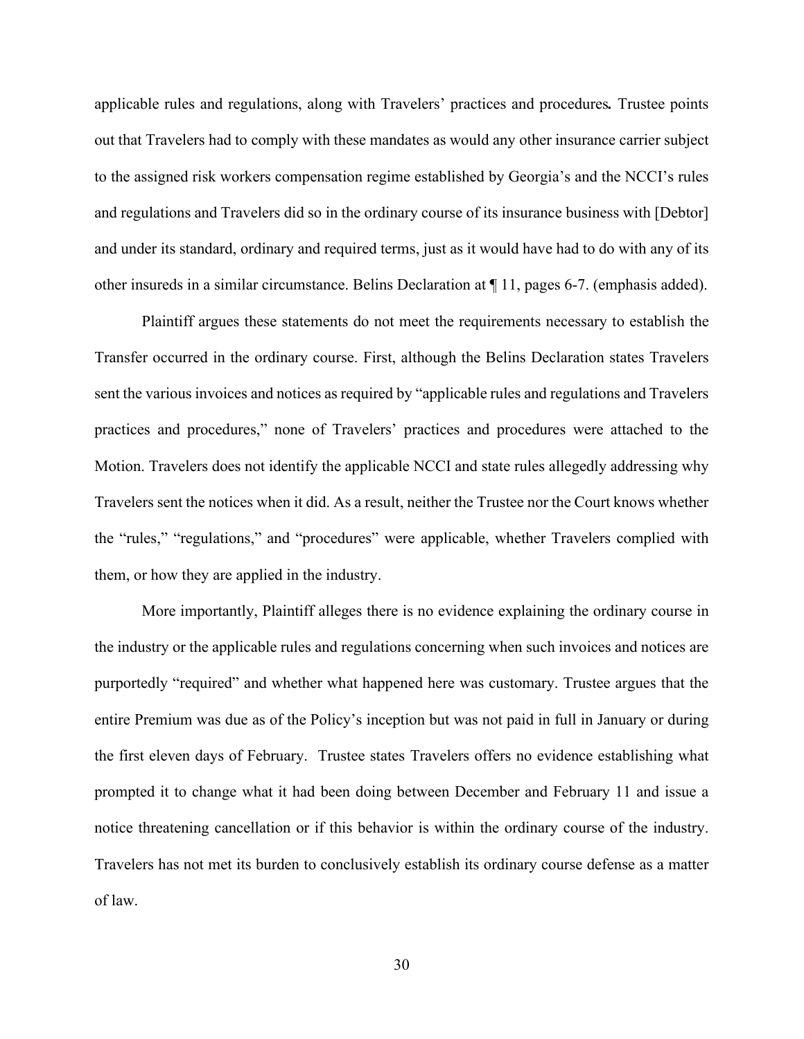applicable rules and regulations, along with Travelers' practices and procedures**.** Trustee points out that Travelers had to comply with these mandates as would any other insurance carrier subject to the assigned risk workers compensation regime established by Georgia's and the NCCI's rules and regulations and Travelers did so in the ordinary course of its insurance business with [Debtor] and under its standard, ordinary and required terms, just as it would have had to do with any of its other insureds in a similar circumstance. Belins Declaration at ¶ 11, pages 6-7. (emphasis added).

Plaintiff argues these statements do not meet the requirements necessary to establish the Transfer occurred in the ordinary course. First, although the Belins Declaration states Travelers sent the various invoices and notices as required by "applicable rules and regulations and Travelers practices and procedures," none of Travelers' practices and procedures were attached to the Motion. Travelers does not identify the applicable NCCI and state rules allegedly addressing why Travelers sent the notices when it did. As a result, neither the Trustee nor the Court knows whether the "rules," "regulations," and "procedures" were applicable, whether Travelers complied with them, or how they are applied in the industry.

More importantly, Plaintiff alleges there is no evidence explaining the ordinary course in the industry or the applicable rules and regulations concerning when such invoices and notices are purportedly "required" and whether what happened here was customary. Trustee argues that the entire Premium was due as of the Policy's inception but was not paid in full in January or during the first eleven days of February. Trustee states Travelers offers no evidence establishing what prompted it to change what it had been doing between December and February 11 and issue a notice threatening cancellation or if this behavior is within the ordinary course of the industry. Travelers has not met its burden to conclusively establish its ordinary course defense as a matter of law.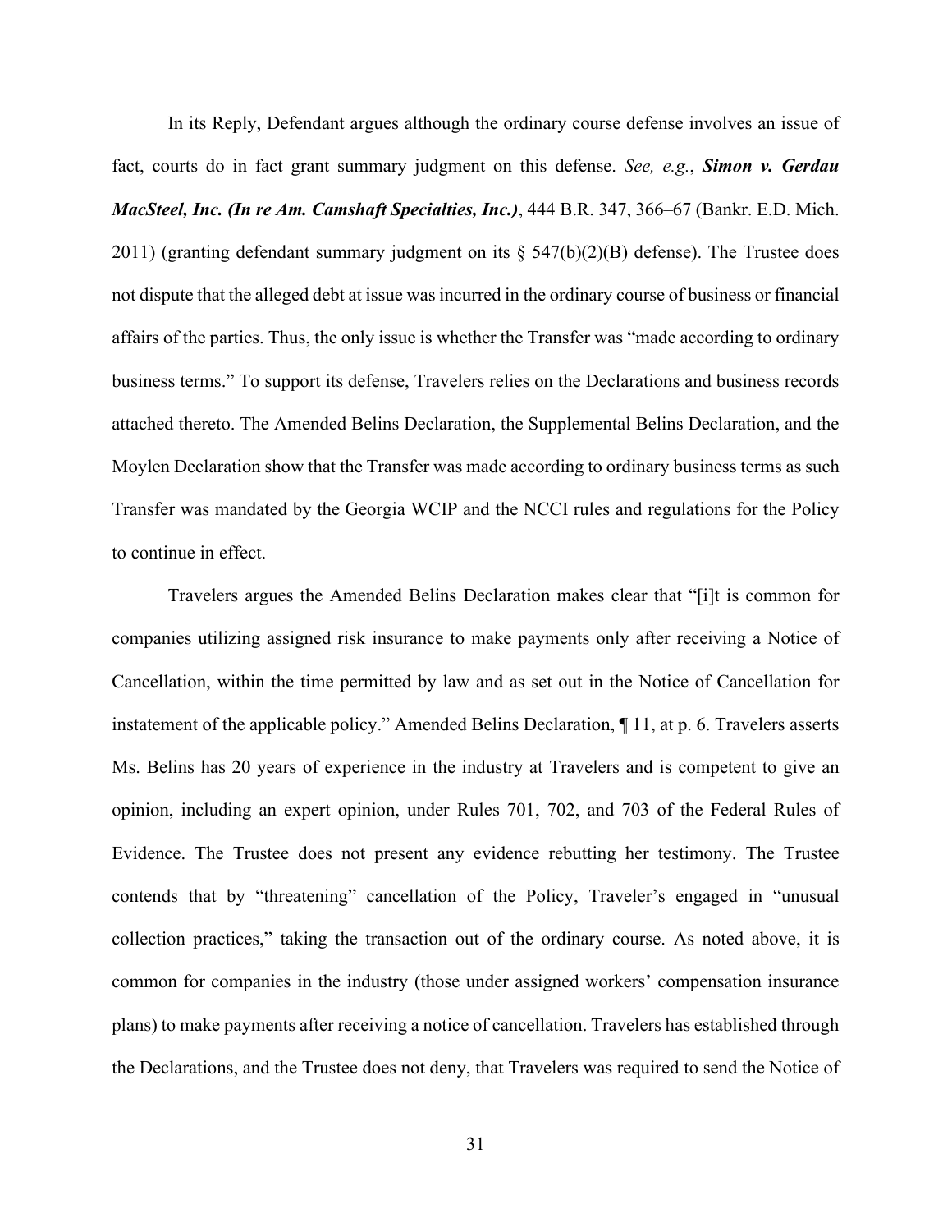In its Reply, Defendant argues although the ordinary course defense involves an issue of fact, courts do in fact grant summary judgment on this defense. *See, e.g.*, ***Simon v. Gerdau MacSteel, Inc. (In re Am. Camshaft Specialties, Inc.)***, 444 B.R. 347, 366–67 (Bankr. E.D. Mich. 2011) (granting defendant summary judgment on its § 547(b)(2)(B) defense). The Trustee does not dispute that the alleged debt at issue was incurred in the ordinary course of business or financial affairs of the parties. Thus, the only issue is whether the Transfer was "made according to ordinary business terms." To support its defense, Travelers relies on the Declarations and business records attached thereto. The Amended Belins Declaration, the Supplemental Belins Declaration, and the Moylen Declaration show that the Transfer was made according to ordinary business terms as such Transfer was mandated by the Georgia WCIP and the NCCI rules and regulations for the Policy to continue in effect.

Travelers argues the Amended Belins Declaration makes clear that "[i]t is common for companies utilizing assigned risk insurance to make payments only after receiving a Notice of Cancellation, within the time permitted by law and as set out in the Notice of Cancellation for instatement of the applicable policy." Amended Belins Declaration, ¶ 11, at p. 6. Travelers asserts Ms. Belins has 20 years of experience in the industry at Travelers and is competent to give an opinion, including an expert opinion, under Rules 701, 702, and 703 of the Federal Rules of Evidence. The Trustee does not present any evidence rebutting her testimony. The Trustee contends that by "threatening" cancellation of the Policy, Traveler's engaged in "unusual collection practices," taking the transaction out of the ordinary course. As noted above, it is common for companies in the industry (those under assigned workers' compensation insurance plans) to make payments after receiving a notice of cancellation. Travelers has established through the Declarations, and the Trustee does not deny, that Travelers was required to send the Notice of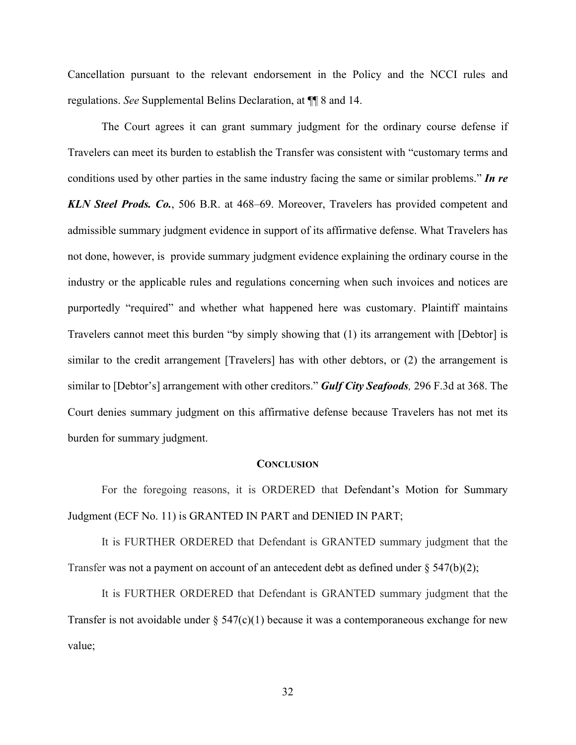Cancellation pursuant to the relevant endorsement in the Policy and the NCCI rules and regulations. *See* Supplemental Belins Declaration, at ¶¶ 8 and 14.

The Court agrees it can grant summary judgment for the ordinary course defense if Travelers can meet its burden to establish the Transfer was consistent with "customary terms and conditions used by other parties in the same industry facing the same or similar problems." ***In re KLN Steel Prods. Co.***, 506 B.R. at 468–69. Moreover, Travelers has provided competent and admissible summary judgment evidence in support of its affirmative defense. What Travelers has not done, however, is provide summary judgment evidence explaining the ordinary course in the industry or the applicable rules and regulations concerning when such invoices and notices are purportedly "required" and whether what happened here was customary. Plaintiff maintains Travelers cannot meet this burden "by simply showing that (1) its arrangement with [Debtor] is similar to the credit arrangement [Travelers] has with other debtors, or (2) the arrangement is similar to [Debtor's] arrangement with other creditors." ***Gulf City Seafoods****,* 296 F.3d at 368. The Court denies summary judgment on this affirmative defense because Travelers has not met its burden for summary judgment.

## CONCLUSION

For the foregoing reasons, it is ORDERED that Defendant's Motion for Summary Judgment (ECF No. 11) is GRANTED IN PART and DENIED IN PART;

It is FURTHER ORDERED that Defendant is GRANTED summary judgment that the Transfer was not a payment on account of an antecedent debt as defined under § 547(b)(2);

It is FURTHER ORDERED that Defendant is GRANTED summary judgment that the Transfer is not avoidable under § 547(c)(1) because it was a contemporaneous exchange for new value;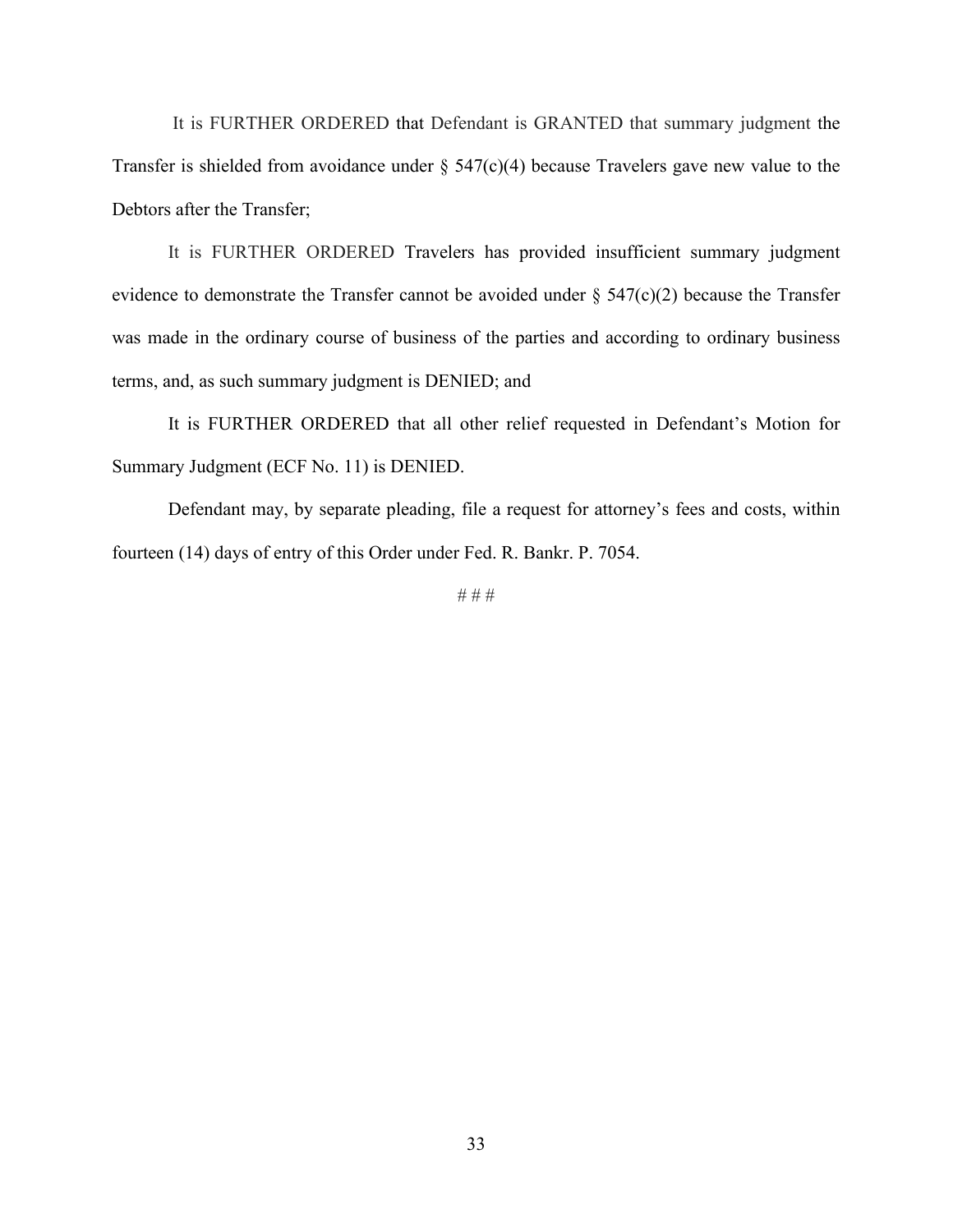It is FURTHER ORDERED that Defendant is GRANTED that summary judgment the Transfer is shielded from avoidance under § 547(c)(4) because Travelers gave new value to the Debtors after the Transfer;

It is FURTHER ORDERED Travelers has provided insufficient summary judgment evidence to demonstrate the Transfer cannot be avoided under § 547(c)(2) because the Transfer was made in the ordinary course of business of the parties and according to ordinary business terms, and, as such summary judgment is DENIED; and

It is FURTHER ORDERED that all other relief requested in Defendant's Motion for Summary Judgment (ECF No. 11) is DENIED.

Defendant may, by separate pleading, file a request for attorney's fees and costs, within fourteen (14) days of entry of this Order under Fed. R. Bankr. P. 7054.

# # #